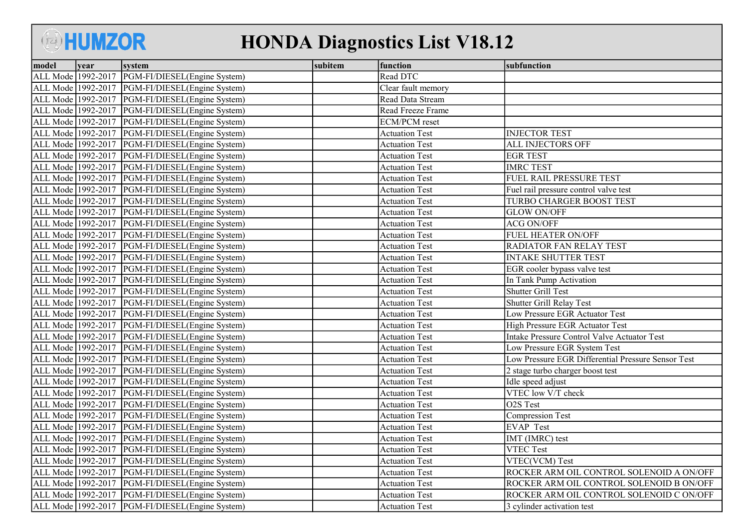# HUMZOR HONDA Diagnostics List V18.12

| model | year | system | subitem | function | subfunction |
|---|---|---|---|---|---|
| ALL Mode | 1992-2017 | PGM-FI/DIESEL(Engine System) | | Read DTC | |
| ALL Mode | 1992-2017 | PGM-FI/DIESEL(Engine System) | | Clear fault memory | |
| ALL Mode | 1992-2017 | PGM-FI/DIESEL(Engine System) | | Read Data Stream | |
| ALL Mode | 1992-2017 | PGM-FI/DIESEL(Engine System) | | Read Freeze Frame | |
| ALL Mode | 1992-2017 | PGM-FI/DIESEL(Engine System) | | ECM/PCM reset | |
| ALL Mode | 1992-2017 | PGM-FI/DIESEL(Engine System) | | Actuation Test | INJECTOR TEST |
| ALL Mode | 1992-2017 | PGM-FI/DIESEL(Engine System) | | Actuation Test | ALL INJECTORS OFF |
| ALL Mode | 1992-2017 | PGM-FI/DIESEL(Engine System) | | Actuation Test | EGR TEST |
| ALL Mode | 1992-2017 | PGM-FI/DIESEL(Engine System) | | Actuation Test | IMRC TEST |
| ALL Mode | 1992-2017 | PGM-FI/DIESEL(Engine System) | | Actuation Test | FUEL RAIL PRESSURE TEST |
| ALL Mode | 1992-2017 | PGM-FI/DIESEL(Engine System) | | Actuation Test | Fuel rail pressure control valve test |
| ALL Mode | 1992-2017 | PGM-FI/DIESEL(Engine System) | | Actuation Test | TURBO CHARGER BOOST TEST |
| ALL Mode | 1992-2017 | PGM-FI/DIESEL(Engine System) | | Actuation Test | GLOW ON/OFF |
| ALL Mode | 1992-2017 | PGM-FI/DIESEL(Engine System) | | Actuation Test | ACG ON/OFF |
| ALL Mode | 1992-2017 | PGM-FI/DIESEL(Engine System) | | Actuation Test | FUEL HEATER ON/OFF |
| ALL Mode | 1992-2017 | PGM-FI/DIESEL(Engine System) | | Actuation Test | RADIATOR FAN RELAY TEST |
| ALL Mode | 1992-2017 | PGM-FI/DIESEL(Engine System) | | Actuation Test | INTAKE SHUTTER TEST |
| ALL Mode | 1992-2017 | PGM-FI/DIESEL(Engine System) | | Actuation Test | EGR cooler bypass valve test |
| ALL Mode | 1992-2017 | PGM-FI/DIESEL(Engine System) | | Actuation Test | In Tank Pump Activation |
| ALL Mode | 1992-2017 | PGM-FI/DIESEL(Engine System) | | Actuation Test | Shutter Grill Test |
| ALL Mode | 1992-2017 | PGM-FI/DIESEL(Engine System) | | Actuation Test | Shutter Grill Relay Test |
| ALL Mode | 1992-2017 | PGM-FI/DIESEL(Engine System) | | Actuation Test | Low Pressure EGR Actuator Test |
| ALL Mode | 1992-2017 | PGM-FI/DIESEL(Engine System) | | Actuation Test | High Pressure EGR Actuator Test |
| ALL Mode | 1992-2017 | PGM-FI/DIESEL(Engine System) | | Actuation Test | Intake Pressure Control Valve Actuator Test |
| ALL Mode | 1992-2017 | PGM-FI/DIESEL(Engine System) | | Actuation Test | Low Pressure EGR System Test |
| ALL Mode | 1992-2017 | PGM-FI/DIESEL(Engine System) | | Actuation Test | Low Pressure EGR Differential Pressure Sensor Test |
| ALL Mode | 1992-2017 | PGM-FI/DIESEL(Engine System) | | Actuation Test | 2 stage turbo charger boost test |
| ALL Mode | 1992-2017 | PGM-FI/DIESEL(Engine System) | | Actuation Test | Idle speed adjust |
| ALL Mode | 1992-2017 | PGM-FI/DIESEL(Engine System) | | Actuation Test | VTEC low V/T check |
| ALL Mode | 1992-2017 | PGM-FI/DIESEL(Engine System) | | Actuation Test | O2S Test |
| ALL Mode | 1992-2017 | PGM-FI/DIESEL(Engine System) | | Actuation Test | Compression Test |
| ALL Mode | 1992-2017 | PGM-FI/DIESEL(Engine System) | | Actuation Test | EVAP Test |
| ALL Mode | 1992-2017 | PGM-FI/DIESEL(Engine System) | | Actuation Test | IMT (IMRC) test |
| ALL Mode | 1992-2017 | PGM-FI/DIESEL(Engine System) | | Actuation Test | VTEC Test |
| ALL Mode | 1992-2017 | PGM-FI/DIESEL(Engine System) | | Actuation Test | VTEC(VCM) Test |
| ALL Mode | 1992-2017 | PGM-FI/DIESEL(Engine System) | | Actuation Test | ROCKER ARM OIL CONTROL SOLENOID A ON/OFF |
| ALL Mode | 1992-2017 | PGM-FI/DIESEL(Engine System) | | Actuation Test | ROCKER ARM OIL CONTROL SOLENOID B ON/OFF |
| ALL Mode | 1992-2017 | PGM-FI/DIESEL(Engine System) | | Actuation Test | ROCKER ARM OIL CONTROL SOLENOID C ON/OFF |
| ALL Mode | 1992-2017 | PGM-FI/DIESEL(Engine System) | | Actuation Test | 3 cylinder activation test |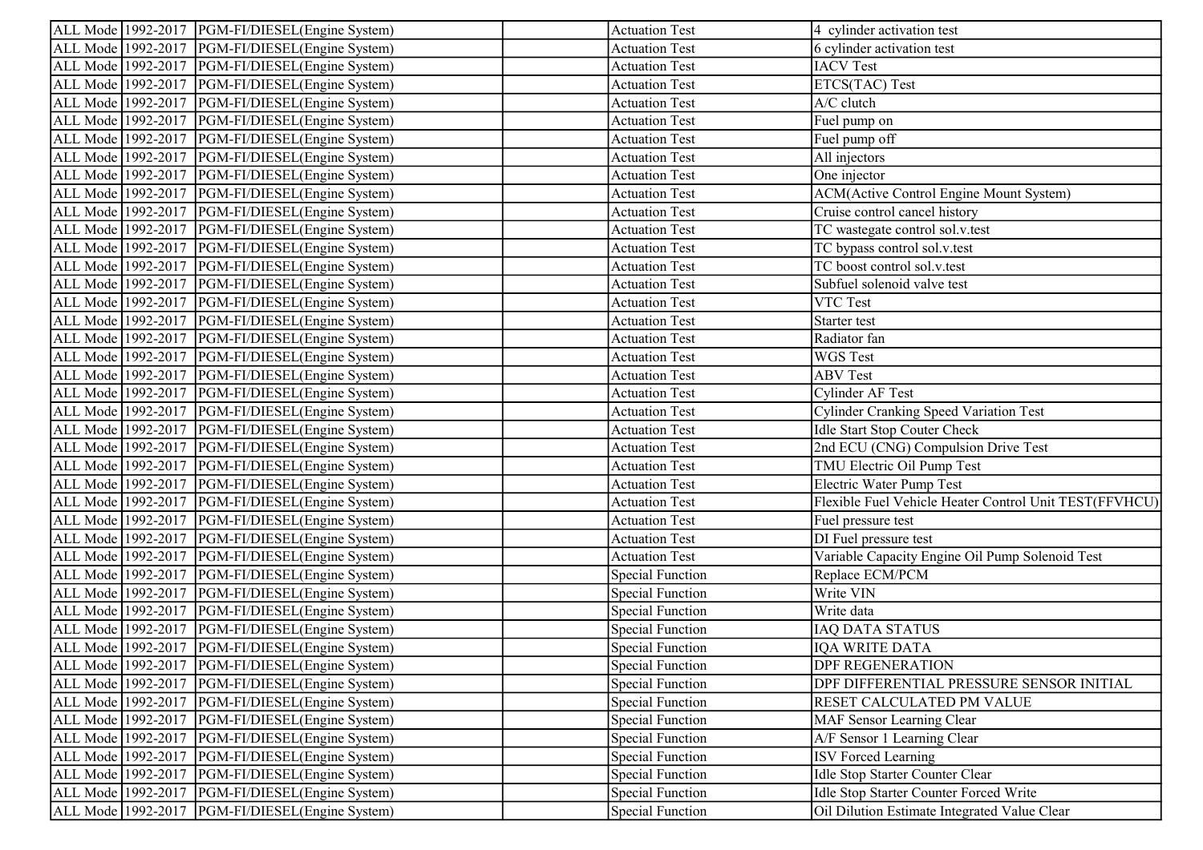| ALL Mode | 1992-2017 | PGM-FI/DIESEL(Engine System) | | Actuation Test | 4  cylinder activation test |
|---|---|---|---|---|---|
| ALL Mode | 1992-2017 | PGM-FI/DIESEL(Engine System) | | Actuation Test | 6 cylinder activation test |
| ALL Mode | 1992-2017 | PGM-FI/DIESEL(Engine System) | | Actuation Test | IACV Test |
| ALL Mode | 1992-2017 | PGM-FI/DIESEL(Engine System) | | Actuation Test | ETCS(TAC) Test |
| ALL Mode | 1992-2017 | PGM-FI/DIESEL(Engine System) | | Actuation Test | A/C clutch |
| ALL Mode | 1992-2017 | PGM-FI/DIESEL(Engine System) | | Actuation Test | Fuel pump on |
| ALL Mode | 1992-2017 | PGM-FI/DIESEL(Engine System) | | Actuation Test | Fuel pump off |
| ALL Mode | 1992-2017 | PGM-FI/DIESEL(Engine System) | | Actuation Test | All injectors |
| ALL Mode | 1992-2017 | PGM-FI/DIESEL(Engine System) | | Actuation Test | One injector |
| ALL Mode | 1992-2017 | PGM-FI/DIESEL(Engine System) | | Actuation Test | ACM(Active Control Engine Mount System) |
| ALL Mode | 1992-2017 | PGM-FI/DIESEL(Engine System) | | Actuation Test | Cruise control cancel history |
| ALL Mode | 1992-2017 | PGM-FI/DIESEL(Engine System) | | Actuation Test | TC wastegate control sol.v.test |
| ALL Mode | 1992-2017 | PGM-FI/DIESEL(Engine System) | | Actuation Test | TC bypass control sol.v.test |
| ALL Mode | 1992-2017 | PGM-FI/DIESEL(Engine System) | | Actuation Test | TC boost control sol.v.test |
| ALL Mode | 1992-2017 | PGM-FI/DIESEL(Engine System) | | Actuation Test | Subfuel solenoid valve test |
| ALL Mode | 1992-2017 | PGM-FI/DIESEL(Engine System) | | Actuation Test | VTC Test |
| ALL Mode | 1992-2017 | PGM-FI/DIESEL(Engine System) | | Actuation Test | Starter test |
| ALL Mode | 1992-2017 | PGM-FI/DIESEL(Engine System) | | Actuation Test | Radiator fan |
| ALL Mode | 1992-2017 | PGM-FI/DIESEL(Engine System) | | Actuation Test | WGS Test |
| ALL Mode | 1992-2017 | PGM-FI/DIESEL(Engine System) | | Actuation Test | ABV Test |
| ALL Mode | 1992-2017 | PGM-FI/DIESEL(Engine System) | | Actuation Test | Cylinder AF Test |
| ALL Mode | 1992-2017 | PGM-FI/DIESEL(Engine System) | | Actuation Test | Cylinder Cranking Speed Variation Test |
| ALL Mode | 1992-2017 | PGM-FI/DIESEL(Engine System) | | Actuation Test | Idle Start Stop Couter Check |
| ALL Mode | 1992-2017 | PGM-FI/DIESEL(Engine System) | | Actuation Test | 2nd ECU (CNG) Compulsion Drive Test |
| ALL Mode | 1992-2017 | PGM-FI/DIESEL(Engine System) | | Actuation Test | TMU Electric Oil Pump Test |
| ALL Mode | 1992-2017 | PGM-FI/DIESEL(Engine System) | | Actuation Test | Electric Water Pump Test |
| ALL Mode | 1992-2017 | PGM-FI/DIESEL(Engine System) | | Actuation Test | Flexible Fuel Vehicle Heater Control Unit TEST(FFVHCU) |
| ALL Mode | 1992-2017 | PGM-FI/DIESEL(Engine System) | | Actuation Test | Fuel pressure test |
| ALL Mode | 1992-2017 | PGM-FI/DIESEL(Engine System) | | Actuation Test | DI Fuel pressure test |
| ALL Mode | 1992-2017 | PGM-FI/DIESEL(Engine System) | | Actuation Test | Variable Capacity Engine Oil Pump Solenoid Test |
| ALL Mode | 1992-2017 | PGM-FI/DIESEL(Engine System) | | Special Function | Replace ECM/PCM |
| ALL Mode | 1992-2017 | PGM-FI/DIESEL(Engine System) | | Special Function | Write VIN |
| ALL Mode | 1992-2017 | PGM-FI/DIESEL(Engine System) | | Special Function | Write data |
| ALL Mode | 1992-2017 | PGM-FI/DIESEL(Engine System) | | Special Function | IAQ DATA STATUS |
| ALL Mode | 1992-2017 | PGM-FI/DIESEL(Engine System) | | Special Function | IQA WRITE DATA |
| ALL Mode | 1992-2017 | PGM-FI/DIESEL(Engine System) | | Special Function | DPF REGENERATION |
| ALL Mode | 1992-2017 | PGM-FI/DIESEL(Engine System) | | Special Function | DPF DIFFERENTIAL PRESSURE SENSOR INITIAL |
| ALL Mode | 1992-2017 | PGM-FI/DIESEL(Engine System) | | Special Function | RESET CALCULATED PM VALUE |
| ALL Mode | 1992-2017 | PGM-FI/DIESEL(Engine System) | | Special Function | MAF Sensor Learning Clear |
| ALL Mode | 1992-2017 | PGM-FI/DIESEL(Engine System) | | Special Function | A/F Sensor 1 Learning Clear |
| ALL Mode | 1992-2017 | PGM-FI/DIESEL(Engine System) | | Special Function | ISV Forced Learning |
| ALL Mode | 1992-2017 | PGM-FI/DIESEL(Engine System) | | Special Function | Idle Stop Starter Counter Clear |
| ALL Mode | 1992-2017 | PGM-FI/DIESEL(Engine System) | | Special Function | Idle Stop Starter Counter Forced Write |
| ALL Mode | 1992-2017 | PGM-FI/DIESEL(Engine System) | | Special Function | Oil Dilution Estimate Integrated Value Clear |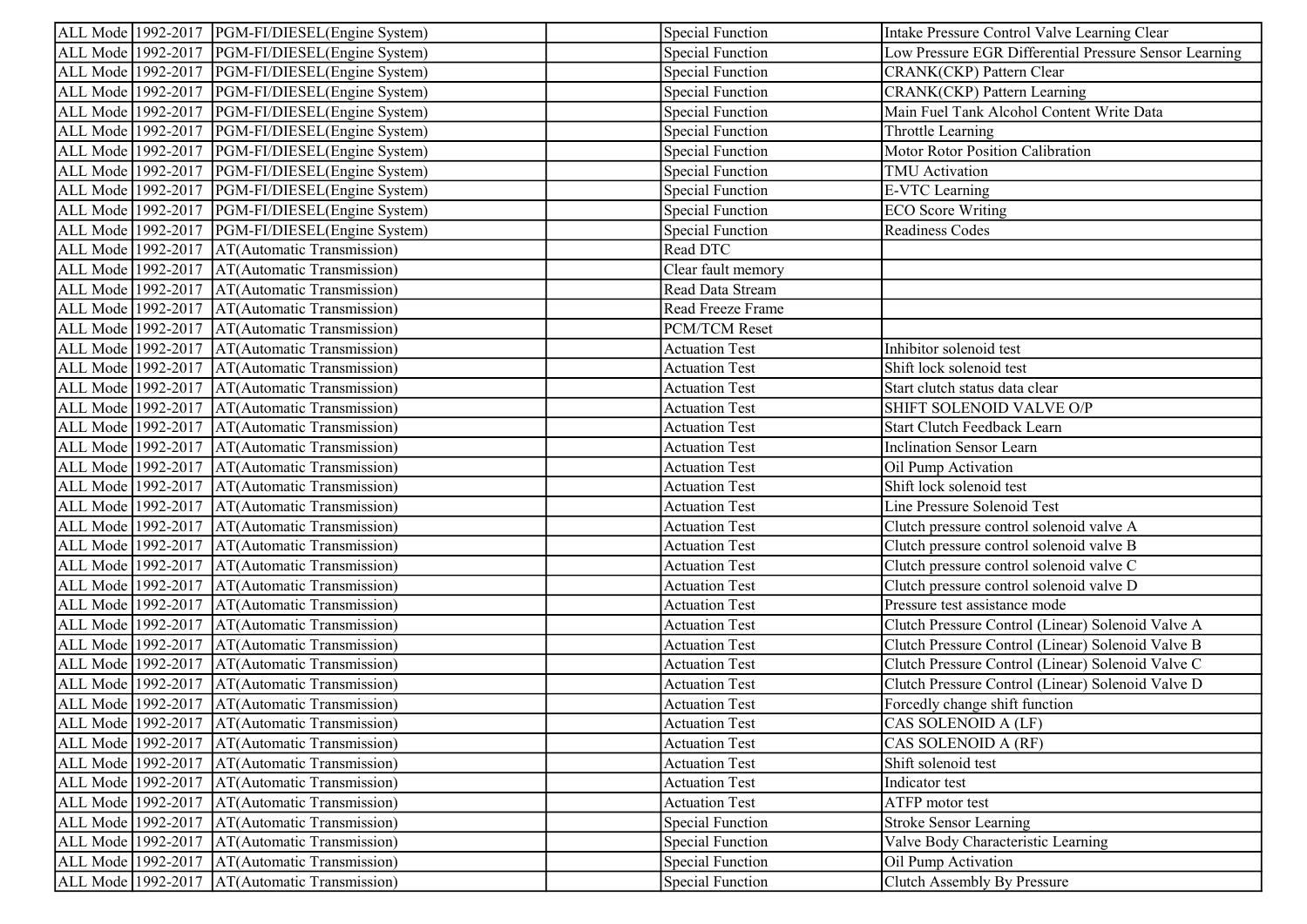| | | | | | |
|---|---|---|---|---|---|
| ALL Mode | 1992-2017 | PGM-FI/DIESEL(Engine System) | | Special Function | Intake Pressure Control Valve Learning Clear |
| ALL Mode | 1992-2017 | PGM-FI/DIESEL(Engine System) | | Special Function | Low Pressure EGR Differential Pressure Sensor Learning |
| ALL Mode | 1992-2017 | PGM-FI/DIESEL(Engine System) | | Special Function | CRANK(CKP) Pattern Clear |
| ALL Mode | 1992-2017 | PGM-FI/DIESEL(Engine System) | | Special Function | CRANK(CKP) Pattern Learning |
| ALL Mode | 1992-2017 | PGM-FI/DIESEL(Engine System) | | Special Function | Main Fuel Tank Alcohol Content Write Data |
| ALL Mode | 1992-2017 | PGM-FI/DIESEL(Engine System) | | Special Function | Throttle Learning |
| ALL Mode | 1992-2017 | PGM-FI/DIESEL(Engine System) | | Special Function | Motor Rotor Position Calibration |
| ALL Mode | 1992-2017 | PGM-FI/DIESEL(Engine System) | | Special Function | TMU Activation |
| ALL Mode | 1992-2017 | PGM-FI/DIESEL(Engine System) | | Special Function | E-VTC Learning |
| ALL Mode | 1992-2017 | PGM-FI/DIESEL(Engine System) | | Special Function | ECO Score Writing |
| ALL Mode | 1992-2017 | PGM-FI/DIESEL(Engine System) | | Special Function | Readiness Codes |
| ALL Mode | 1992-2017 | AT(Automatic Transmission) | | Read DTC | |
| ALL Mode | 1992-2017 | AT(Automatic Transmission) | | Clear fault memory | |
| ALL Mode | 1992-2017 | AT(Automatic Transmission) | | Read Data Stream | |
| ALL Mode | 1992-2017 | AT(Automatic Transmission) | | Read Freeze Frame | |
| ALL Mode | 1992-2017 | AT(Automatic Transmission) | | PCM/TCM Reset | |
| ALL Mode | 1992-2017 | AT(Automatic Transmission) | | Actuation Test | Inhibitor solenoid test |
| ALL Mode | 1992-2017 | AT(Automatic Transmission) | | Actuation Test | Shift lock solenoid test |
| ALL Mode | 1992-2017 | AT(Automatic Transmission) | | Actuation Test | Start clutch status data clear |
| ALL Mode | 1992-2017 | AT(Automatic Transmission) | | Actuation Test | SHIFT SOLENOID VALVE O/P |
| ALL Mode | 1992-2017 | AT(Automatic Transmission) | | Actuation Test | Start Clutch Feedback Learn |
| ALL Mode | 1992-2017 | AT(Automatic Transmission) | | Actuation Test | Inclination Sensor Learn |
| ALL Mode | 1992-2017 | AT(Automatic Transmission) | | Actuation Test | Oil Pump Activation |
| ALL Mode | 1992-2017 | AT(Automatic Transmission) | | Actuation Test | Shift lock solenoid test |
| ALL Mode | 1992-2017 | AT(Automatic Transmission) | | Actuation Test | Line Pressure Solenoid Test |
| ALL Mode | 1992-2017 | AT(Automatic Transmission) | | Actuation Test | Clutch pressure control solenoid valve A |
| ALL Mode | 1992-2017 | AT(Automatic Transmission) | | Actuation Test | Clutch pressure control solenoid valve B |
| ALL Mode | 1992-2017 | AT(Automatic Transmission) | | Actuation Test | Clutch pressure control solenoid valve C |
| ALL Mode | 1992-2017 | AT(Automatic Transmission) | | Actuation Test | Clutch pressure control solenoid valve D |
| ALL Mode | 1992-2017 | AT(Automatic Transmission) | | Actuation Test | Pressure test assistance mode |
| ALL Mode | 1992-2017 | AT(Automatic Transmission) | | Actuation Test | Clutch Pressure Control (Linear) Solenoid Valve A |
| ALL Mode | 1992-2017 | AT(Automatic Transmission) | | Actuation Test | Clutch Pressure Control (Linear) Solenoid Valve B |
| ALL Mode | 1992-2017 | AT(Automatic Transmission) | | Actuation Test | Clutch Pressure Control (Linear) Solenoid Valve C |
| ALL Mode | 1992-2017 | AT(Automatic Transmission) | | Actuation Test | Clutch Pressure Control (Linear) Solenoid Valve D |
| ALL Mode | 1992-2017 | AT(Automatic Transmission) | | Actuation Test | Forcedly change shift function |
| ALL Mode | 1992-2017 | AT(Automatic Transmission) | | Actuation Test | CAS SOLENOID A (LF) |
| ALL Mode | 1992-2017 | AT(Automatic Transmission) | | Actuation Test | CAS SOLENOID A (RF) |
| ALL Mode | 1992-2017 | AT(Automatic Transmission) | | Actuation Test | Shift solenoid test |
| ALL Mode | 1992-2017 | AT(Automatic Transmission) | | Actuation Test | Indicator test |
| ALL Mode | 1992-2017 | AT(Automatic Transmission) | | Actuation Test | ATFP motor test |
| ALL Mode | 1992-2017 | AT(Automatic Transmission) | | Special Function | Stroke Sensor Learning |
| ALL Mode | 1992-2017 | AT(Automatic Transmission) | | Special Function | Valve Body Characteristic Learning |
| ALL Mode | 1992-2017 | AT(Automatic Transmission) | | Special Function | Oil Pump Activation |
| ALL Mode | 1992-2017 | AT(Automatic Transmission) | | Special Function | Clutch Assembly By Pressure |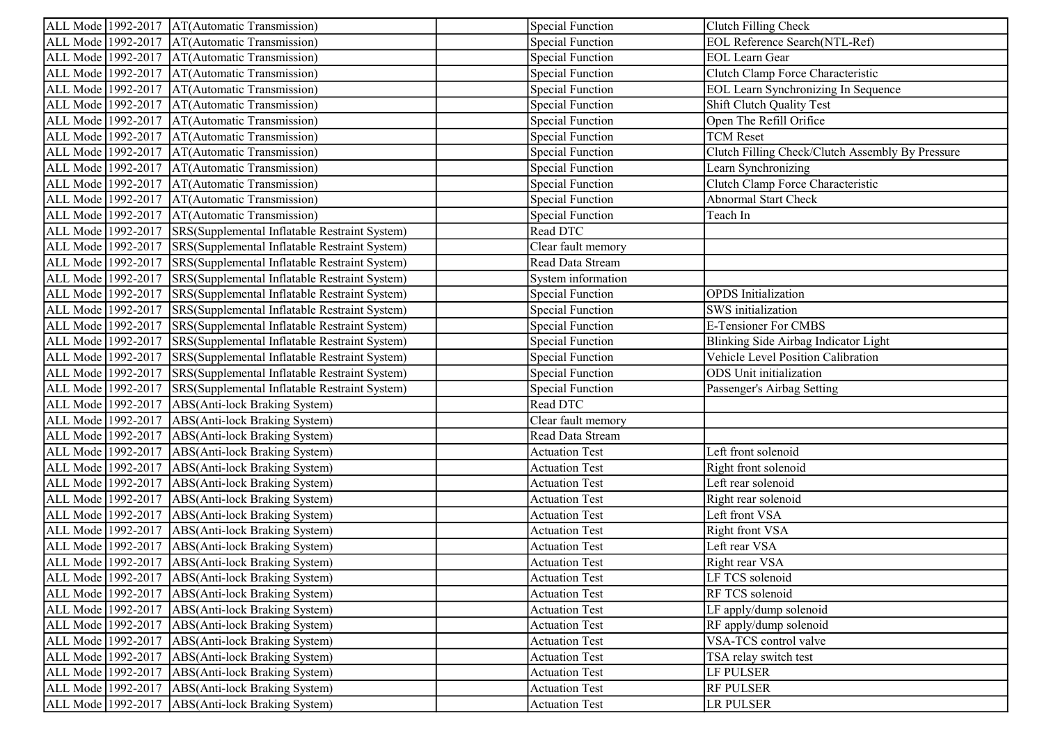| | | | | | |
|---|---|---|---|---|---|
| ALL Mode | 1992-2017 | AT(Automatic Transmission) | | Special Function | Clutch Filling Check |
| ALL Mode | 1992-2017 | AT(Automatic Transmission) | | Special Function | EOL Reference Search(NTL-Ref) |
| ALL Mode | 1992-2017 | AT(Automatic Transmission) | | Special Function | EOL Learn Gear |
| ALL Mode | 1992-2017 | AT(Automatic Transmission) | | Special Function | Clutch Clamp Force Characteristic |
| ALL Mode | 1992-2017 | AT(Automatic Transmission) | | Special Function | EOL Learn Synchronizing In Sequence |
| ALL Mode | 1992-2017 | AT(Automatic Transmission) | | Special Function | Shift Clutch Quality Test |
| ALL Mode | 1992-2017 | AT(Automatic Transmission) | | Special Function | Open The Refill Orifice |
| ALL Mode | 1992-2017 | AT(Automatic Transmission) | | Special Function | TCM Reset |
| ALL Mode | 1992-2017 | AT(Automatic Transmission) | | Special Function | Clutch Filling Check/Clutch Assembly By Pressure |
| ALL Mode | 1992-2017 | AT(Automatic Transmission) | | Special Function | Learn Synchronizing |
| ALL Mode | 1992-2017 | AT(Automatic Transmission) | | Special Function | Clutch Clamp Force Characteristic |
| ALL Mode | 1992-2017 | AT(Automatic Transmission) | | Special Function | Abnormal Start Check |
| ALL Mode | 1992-2017 | AT(Automatic Transmission) | | Special Function | Teach In |
| ALL Mode | 1992-2017 | SRS(Supplemental Inflatable Restraint System) | | Read DTC | |
| ALL Mode | 1992-2017 | SRS(Supplemental Inflatable Restraint System) | | Clear fault memory | |
| ALL Mode | 1992-2017 | SRS(Supplemental Inflatable Restraint System) | | Read Data Stream | |
| ALL Mode | 1992-2017 | SRS(Supplemental Inflatable Restraint System) | | System information | |
| ALL Mode | 1992-2017 | SRS(Supplemental Inflatable Restraint System) | | Special Function | OPDS Initialization |
| ALL Mode | 1992-2017 | SRS(Supplemental Inflatable Restraint System) | | Special Function | SWS initialization |
| ALL Mode | 1992-2017 | SRS(Supplemental Inflatable Restraint System) | | Special Function | E-Tensioner For CMBS |
| ALL Mode | 1992-2017 | SRS(Supplemental Inflatable Restraint System) | | Special Function | Blinking Side Airbag Indicator Light |
| ALL Mode | 1992-2017 | SRS(Supplemental Inflatable Restraint System) | | Special Function | Vehicle Level Position Calibration |
| ALL Mode | 1992-2017 | SRS(Supplemental Inflatable Restraint System) | | Special Function | ODS Unit initialization |
| ALL Mode | 1992-2017 | SRS(Supplemental Inflatable Restraint System) | | Special Function | Passenger's Airbag Setting |
| ALL Mode | 1992-2017 | ABS(Anti-lock Braking System) | | Read DTC | |
| ALL Mode | 1992-2017 | ABS(Anti-lock Braking System) | | Clear fault memory | |
| ALL Mode | 1992-2017 | ABS(Anti-lock Braking System) | | Read Data Stream | |
| ALL Mode | 1992-2017 | ABS(Anti-lock Braking System) | | Actuation Test | Left front solenoid |
| ALL Mode | 1992-2017 | ABS(Anti-lock Braking System) | | Actuation Test | Right front solenoid |
| ALL Mode | 1992-2017 | ABS(Anti-lock Braking System) | | Actuation Test | Left rear solenoid |
| ALL Mode | 1992-2017 | ABS(Anti-lock Braking System) | | Actuation Test | Right rear solenoid |
| ALL Mode | 1992-2017 | ABS(Anti-lock Braking System) | | Actuation Test | Left front VSA |
| ALL Mode | 1992-2017 | ABS(Anti-lock Braking System) | | Actuation Test | Right front VSA |
| ALL Mode | 1992-2017 | ABS(Anti-lock Braking System) | | Actuation Test | Left rear VSA |
| ALL Mode | 1992-2017 | ABS(Anti-lock Braking System) | | Actuation Test | Right rear VSA |
| ALL Mode | 1992-2017 | ABS(Anti-lock Braking System) | | Actuation Test | LF TCS solenoid |
| ALL Mode | 1992-2017 | ABS(Anti-lock Braking System) | | Actuation Test | RF TCS solenoid |
| ALL Mode | 1992-2017 | ABS(Anti-lock Braking System) | | Actuation Test | LF apply/dump solenoid |
| ALL Mode | 1992-2017 | ABS(Anti-lock Braking System) | | Actuation Test | RF apply/dump solenoid |
| ALL Mode | 1992-2017 | ABS(Anti-lock Braking System) | | Actuation Test | VSA-TCS control valve |
| ALL Mode | 1992-2017 | ABS(Anti-lock Braking System) | | Actuation Test | TSA relay switch test |
| ALL Mode | 1992-2017 | ABS(Anti-lock Braking System) | | Actuation Test | LF PULSER |
| ALL Mode | 1992-2017 | ABS(Anti-lock Braking System) | | Actuation Test | RF PULSER |
| ALL Mode | 1992-2017 | ABS(Anti-lock Braking System) | | Actuation Test | LR PULSER |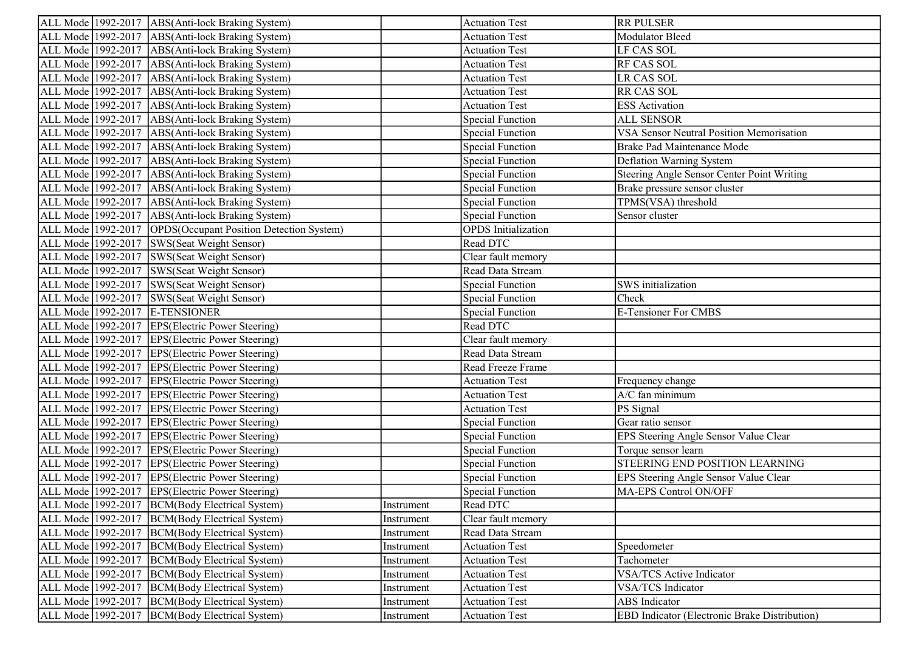| | | | | | |
|---|---|---|---|---|---|
| ALL Mode | 1992-2017 | ABS(Anti-lock Braking System) | | Actuation Test | RR PULSER |
| ALL Mode | 1992-2017 | ABS(Anti-lock Braking System) | | Actuation Test | Modulator Bleed |
| ALL Mode | 1992-2017 | ABS(Anti-lock Braking System) | | Actuation Test | LF CAS SOL |
| ALL Mode | 1992-2017 | ABS(Anti-lock Braking System) | | Actuation Test | RF CAS SOL |
| ALL Mode | 1992-2017 | ABS(Anti-lock Braking System) | | Actuation Test | LR CAS SOL |
| ALL Mode | 1992-2017 | ABS(Anti-lock Braking System) | | Actuation Test | RR CAS SOL |
| ALL Mode | 1992-2017 | ABS(Anti-lock Braking System) | | Actuation Test | ESS Activation |
| ALL Mode | 1992-2017 | ABS(Anti-lock Braking System) | | Special Function | ALL SENSOR |
| ALL Mode | 1992-2017 | ABS(Anti-lock Braking System) | | Special Function | VSA Sensor Neutral Position Memorisation |
| ALL Mode | 1992-2017 | ABS(Anti-lock Braking System) | | Special Function | Brake Pad Maintenance Mode |
| ALL Mode | 1992-2017 | ABS(Anti-lock Braking System) | | Special Function | Deflation Warning System |
| ALL Mode | 1992-2017 | ABS(Anti-lock Braking System) | | Special Function | Steering Angle Sensor Center Point Writing |
| ALL Mode | 1992-2017 | ABS(Anti-lock Braking System) | | Special Function | Brake pressure sensor cluster |
| ALL Mode | 1992-2017 | ABS(Anti-lock Braking System) | | Special Function | TPMS(VSA) threshold |
| ALL Mode | 1992-2017 | ABS(Anti-lock Braking System) | | Special Function | Sensor cluster |
| ALL Mode | 1992-2017 | OPDS(Occupant Position Detection System) | | OPDS Initialization | |
| ALL Mode | 1992-2017 | SWS(Seat Weight Sensor) | | Read DTC | |
| ALL Mode | 1992-2017 | SWS(Seat Weight Sensor) | | Clear fault memory | |
| ALL Mode | 1992-2017 | SWS(Seat Weight Sensor) | | Read Data Stream | |
| ALL Mode | 1992-2017 | SWS(Seat Weight Sensor) | | Special Function | SWS initialization |
| ALL Mode | 1992-2017 | SWS(Seat Weight Sensor) | | Special Function | Check |
| ALL Mode | 1992-2017 | E-TENSIONER | | Special Function | E-Tensioner For CMBS |
| ALL Mode | 1992-2017 | EPS(Electric Power Steering) | | Read DTC | |
| ALL Mode | 1992-2017 | EPS(Electric Power Steering) | | Clear fault memory | |
| ALL Mode | 1992-2017 | EPS(Electric Power Steering) | | Read Data Stream | |
| ALL Mode | 1992-2017 | EPS(Electric Power Steering) | | Read Freeze Frame | |
| ALL Mode | 1992-2017 | EPS(Electric Power Steering) | | Actuation Test | Frequency change |
| ALL Mode | 1992-2017 | EPS(Electric Power Steering) | | Actuation Test | A/C fan minimum |
| ALL Mode | 1992-2017 | EPS(Electric Power Steering) | | Actuation Test | PS Signal |
| ALL Mode | 1992-2017 | EPS(Electric Power Steering) | | Special Function | Gear ratio sensor |
| ALL Mode | 1992-2017 | EPS(Electric Power Steering) | | Special Function | EPS Steering Angle Sensor Value Clear |
| ALL Mode | 1992-2017 | EPS(Electric Power Steering) | | Special Function | Torque sensor learn |
| ALL Mode | 1992-2017 | EPS(Electric Power Steering) | | Special Function | STEERING END POSITION LEARNING |
| ALL Mode | 1992-2017 | EPS(Electric Power Steering) | | Special Function | EPS Steering Angle Sensor Value Clear |
| ALL Mode | 1992-2017 | EPS(Electric Power Steering) | | Special Function | MA-EPS Control ON/OFF |
| ALL Mode | 1992-2017 | BCM(Body Electrical System) | Instrument | Read DTC | |
| ALL Mode | 1992-2017 | BCM(Body Electrical System) | Instrument | Clear fault memory | |
| ALL Mode | 1992-2017 | BCM(Body Electrical System) | Instrument | Read Data Stream | |
| ALL Mode | 1992-2017 | BCM(Body Electrical System) | Instrument | Actuation Test | Speedometer |
| ALL Mode | 1992-2017 | BCM(Body Electrical System) | Instrument | Actuation Test | Tachometer |
| ALL Mode | 1992-2017 | BCM(Body Electrical System) | Instrument | Actuation Test | VSA/TCS Active Indicator |
| ALL Mode | 1992-2017 | BCM(Body Electrical System) | Instrument | Actuation Test | VSA/TCS Indicator |
| ALL Mode | 1992-2017 | BCM(Body Electrical System) | Instrument | Actuation Test | ABS Indicator |
| ALL Mode | 1992-2017 | BCM(Body Electrical System) | Instrument | Actuation Test | EBD Indicator (Electronic Brake Distribution) |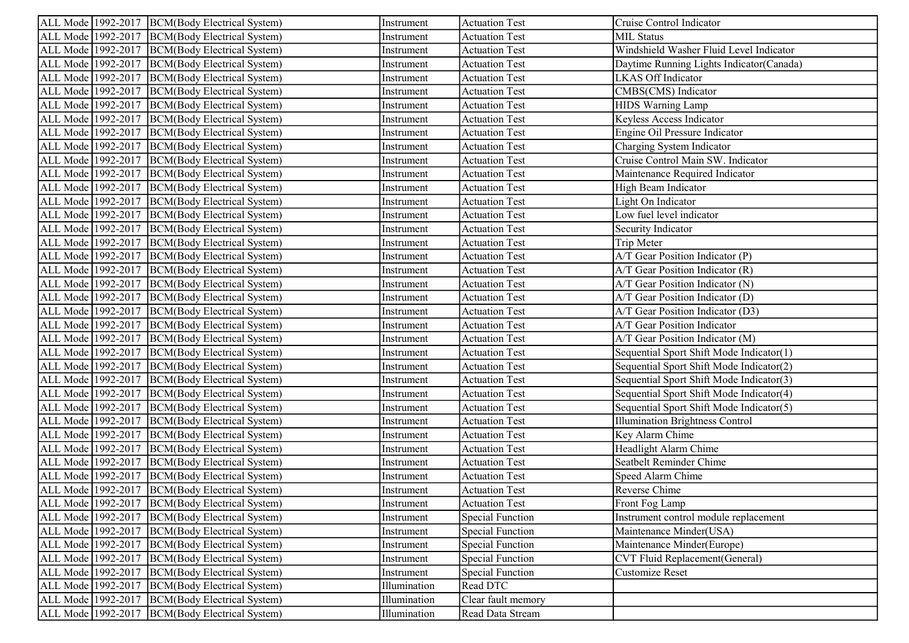| ALL Mode | 1992-2017 | BCM(Body Electrical System) | Instrument | Actuation Test | Cruise Control Indicator |
|---|---|---|---|---|---|
| ALL Mode | 1992-2017 | BCM(Body Electrical System) | Instrument | Actuation Test | MIL Status |
| ALL Mode | 1992-2017 | BCM(Body Electrical System) | Instrument | Actuation Test | Windshield Washer Fluid Level Indicator |
| ALL Mode | 1992-2017 | BCM(Body Electrical System) | Instrument | Actuation Test | Daytime Running Lights Indicator(Canada) |
| ALL Mode | 1992-2017 | BCM(Body Electrical System) | Instrument | Actuation Test | LKAS Off Indicator |
| ALL Mode | 1992-2017 | BCM(Body Electrical System) | Instrument | Actuation Test | CMBS(CMS) Indicator |
| ALL Mode | 1992-2017 | BCM(Body Electrical System) | Instrument | Actuation Test | HIDS Warning Lamp |
| ALL Mode | 1992-2017 | BCM(Body Electrical System) | Instrument | Actuation Test | Keyless Access Indicator |
| ALL Mode | 1992-2017 | BCM(Body Electrical System) | Instrument | Actuation Test | Engine Oil Pressure Indicator |
| ALL Mode | 1992-2017 | BCM(Body Electrical System) | Instrument | Actuation Test | Charging System Indicator |
| ALL Mode | 1992-2017 | BCM(Body Electrical System) | Instrument | Actuation Test | Cruise Control Main SW. Indicator |
| ALL Mode | 1992-2017 | BCM(Body Electrical System) | Instrument | Actuation Test | Maintenance Required Indicator |
| ALL Mode | 1992-2017 | BCM(Body Electrical System) | Instrument | Actuation Test | High Beam Indicator |
| ALL Mode | 1992-2017 | BCM(Body Electrical System) | Instrument | Actuation Test | Light On Indicator |
| ALL Mode | 1992-2017 | BCM(Body Electrical System) | Instrument | Actuation Test | Low fuel level indicator |
| ALL Mode | 1992-2017 | BCM(Body Electrical System) | Instrument | Actuation Test | Security Indicator |
| ALL Mode | 1992-2017 | BCM(Body Electrical System) | Instrument | Actuation Test | Trip Meter |
| ALL Mode | 1992-2017 | BCM(Body Electrical System) | Instrument | Actuation Test | A/T Gear Position Indicator (P) |
| ALL Mode | 1992-2017 | BCM(Body Electrical System) | Instrument | Actuation Test | A/T Gear Position Indicator (R) |
| ALL Mode | 1992-2017 | BCM(Body Electrical System) | Instrument | Actuation Test | A/T Gear Position Indicator (N) |
| ALL Mode | 1992-2017 | BCM(Body Electrical System) | Instrument | Actuation Test | A/T Gear Position Indicator (D) |
| ALL Mode | 1992-2017 | BCM(Body Electrical System) | Instrument | Actuation Test | A/T Gear Position Indicator (D3) |
| ALL Mode | 1992-2017 | BCM(Body Electrical System) | Instrument | Actuation Test | A/T Gear Position Indicator |
| ALL Mode | 1992-2017 | BCM(Body Electrical System) | Instrument | Actuation Test | A/T Gear Position Indicator (M) |
| ALL Mode | 1992-2017 | BCM(Body Electrical System) | Instrument | Actuation Test | Sequential Sport Shift Mode Indicator(1) |
| ALL Mode | 1992-2017 | BCM(Body Electrical System) | Instrument | Actuation Test | Sequential Sport Shift Mode Indicator(2) |
| ALL Mode | 1992-2017 | BCM(Body Electrical System) | Instrument | Actuation Test | Sequential Sport Shift Mode Indicator(3) |
| ALL Mode | 1992-2017 | BCM(Body Electrical System) | Instrument | Actuation Test | Sequential Sport Shift Mode Indicator(4) |
| ALL Mode | 1992-2017 | BCM(Body Electrical System) | Instrument | Actuation Test | Sequential Sport Shift Mode Indicator(5) |
| ALL Mode | 1992-2017 | BCM(Body Electrical System) | Instrument | Actuation Test | Illumination Brightness Control |
| ALL Mode | 1992-2017 | BCM(Body Electrical System) | Instrument | Actuation Test | Key Alarm Chime |
| ALL Mode | 1992-2017 | BCM(Body Electrical System) | Instrument | Actuation Test | Headlight Alarm Chime |
| ALL Mode | 1992-2017 | BCM(Body Electrical System) | Instrument | Actuation Test | Seatbelt Reminder Chime |
| ALL Mode | 1992-2017 | BCM(Body Electrical System) | Instrument | Actuation Test | Speed Alarm Chime |
| ALL Mode | 1992-2017 | BCM(Body Electrical System) | Instrument | Actuation Test | Reverse Chime |
| ALL Mode | 1992-2017 | BCM(Body Electrical System) | Instrument | Actuation Test | Front Fog Lamp |
| ALL Mode | 1992-2017 | BCM(Body Electrical System) | Instrument | Special Function | Instrument control module replacement |
| ALL Mode | 1992-2017 | BCM(Body Electrical System) | Instrument | Special Function | Maintenance Minder(USA) |
| ALL Mode | 1992-2017 | BCM(Body Electrical System) | Instrument | Special Function | Maintenance Minder(Europe) |
| ALL Mode | 1992-2017 | BCM(Body Electrical System) | Instrument | Special Function | CVT Fluid Replacement(General) |
| ALL Mode | 1992-2017 | BCM(Body Electrical System) | Instrument | Special Function | Customize Reset |
| ALL Mode | 1992-2017 | BCM(Body Electrical System) | Illumination | Read DTC | |
| ALL Mode | 1992-2017 | BCM(Body Electrical System) | Illumination | Clear fault memory | |
| ALL Mode | 1992-2017 | BCM(Body Electrical System) | Illumination | Read Data Stream | |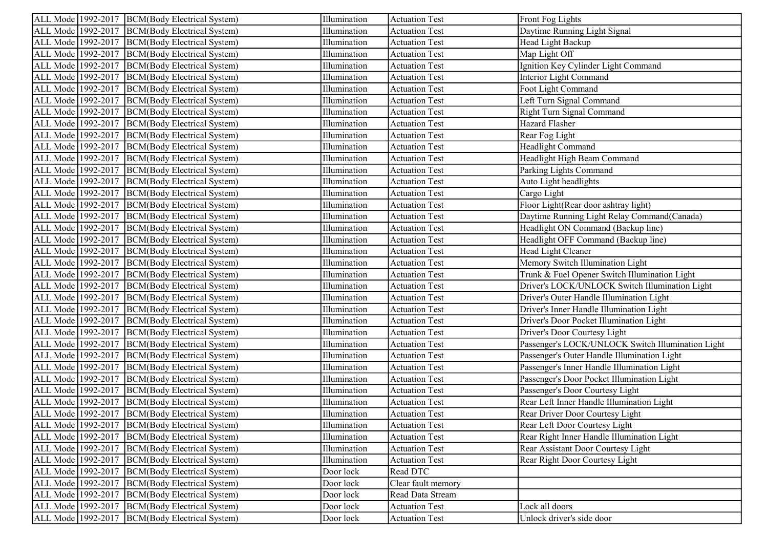| ALL Mode | 1992-2017 | BCM(Body Electrical System) | Illumination | Actuation Test | Front Fog Lights |
|---|---|---|---|---|---|
| ALL Mode | 1992-2017 | BCM(Body Electrical System) | Illumination | Actuation Test | Daytime Running Light Signal |
| ALL Mode | 1992-2017 | BCM(Body Electrical System) | Illumination | Actuation Test | Head Light Backup |
| ALL Mode | 1992-2017 | BCM(Body Electrical System) | Illumination | Actuation Test | Map Light Off |
| ALL Mode | 1992-2017 | BCM(Body Electrical System) | Illumination | Actuation Test | Ignition Key Cylinder Light Command |
| ALL Mode | 1992-2017 | BCM(Body Electrical System) | Illumination | Actuation Test | Interior Light Command |
| ALL Mode | 1992-2017 | BCM(Body Electrical System) | Illumination | Actuation Test | Foot Light Command |
| ALL Mode | 1992-2017 | BCM(Body Electrical System) | Illumination | Actuation Test | Left Turn Signal Command |
| ALL Mode | 1992-2017 | BCM(Body Electrical System) | Illumination | Actuation Test | Right Turn Signal Command |
| ALL Mode | 1992-2017 | BCM(Body Electrical System) | Illumination | Actuation Test | Hazard Flasher |
| ALL Mode | 1992-2017 | BCM(Body Electrical System) | Illumination | Actuation Test | Rear Fog Light |
| ALL Mode | 1992-2017 | BCM(Body Electrical System) | Illumination | Actuation Test | Headlight Command |
| ALL Mode | 1992-2017 | BCM(Body Electrical System) | Illumination | Actuation Test | Headlight High Beam Command |
| ALL Mode | 1992-2017 | BCM(Body Electrical System) | Illumination | Actuation Test | Parking Lights Command |
| ALL Mode | 1992-2017 | BCM(Body Electrical System) | Illumination | Actuation Test | Auto Light headlights |
| ALL Mode | 1992-2017 | BCM(Body Electrical System) | Illumination | Actuation Test | Cargo Light |
| ALL Mode | 1992-2017 | BCM(Body Electrical System) | Illumination | Actuation Test | Floor Light(Rear door ashtray light) |
| ALL Mode | 1992-2017 | BCM(Body Electrical System) | Illumination | Actuation Test | Daytime Running Light Relay Command(Canada) |
| ALL Mode | 1992-2017 | BCM(Body Electrical System) | Illumination | Actuation Test | Headlight ON Command (Backup line) |
| ALL Mode | 1992-2017 | BCM(Body Electrical System) | Illumination | Actuation Test | Headlight OFF Command (Backup line) |
| ALL Mode | 1992-2017 | BCM(Body Electrical System) | Illumination | Actuation Test | Head Light Cleaner |
| ALL Mode | 1992-2017 | BCM(Body Electrical System) | Illumination | Actuation Test | Memory Switch Illumination Light |
| ALL Mode | 1992-2017 | BCM(Body Electrical System) | Illumination | Actuation Test | Trunk & Fuel Opener Switch Illumination Light |
| ALL Mode | 1992-2017 | BCM(Body Electrical System) | Illumination | Actuation Test | Driver's LOCK/UNLOCK Switch Illumination Light |
| ALL Mode | 1992-2017 | BCM(Body Electrical System) | Illumination | Actuation Test | Driver's Outer Handle Illumination Light |
| ALL Mode | 1992-2017 | BCM(Body Electrical System) | Illumination | Actuation Test | Driver's Inner Handle Illumination Light |
| ALL Mode | 1992-2017 | BCM(Body Electrical System) | Illumination | Actuation Test | Driver's Door Pocket Illumination Light |
| ALL Mode | 1992-2017 | BCM(Body Electrical System) | Illumination | Actuation Test | Driver's Door Courtesy Light |
| ALL Mode | 1992-2017 | BCM(Body Electrical System) | Illumination | Actuation Test | Passenger's LOCK/UNLOCK Switch Illumination Light |
| ALL Mode | 1992-2017 | BCM(Body Electrical System) | Illumination | Actuation Test | Passenger's Outer Handle Illumination Light |
| ALL Mode | 1992-2017 | BCM(Body Electrical System) | Illumination | Actuation Test | Passenger's Inner Handle Illumination Light |
| ALL Mode | 1992-2017 | BCM(Body Electrical System) | Illumination | Actuation Test | Passenger's Door Pocket Illumination Light |
| ALL Mode | 1992-2017 | BCM(Body Electrical System) | Illumination | Actuation Test | Passenger's Door Courtesy Light |
| ALL Mode | 1992-2017 | BCM(Body Electrical System) | Illumination | Actuation Test | Rear Left Inner Handle Illumination Light |
| ALL Mode | 1992-2017 | BCM(Body Electrical System) | Illumination | Actuation Test | Rear Driver Door Courtesy Light |
| ALL Mode | 1992-2017 | BCM(Body Electrical System) | Illumination | Actuation Test | Rear Left Door Courtesy Light |
| ALL Mode | 1992-2017 | BCM(Body Electrical System) | Illumination | Actuation Test | Rear Right Inner Handle Illumination Light |
| ALL Mode | 1992-2017 | BCM(Body Electrical System) | Illumination | Actuation Test | Rear Assistant Door Courtesy Light |
| ALL Mode | 1992-2017 | BCM(Body Electrical System) | Illumination | Actuation Test | Rear Right Door Courtesy Light |
| ALL Mode | 1992-2017 | BCM(Body Electrical System) | Door lock | Read DTC | |
| ALL Mode | 1992-2017 | BCM(Body Electrical System) | Door lock | Clear fault memory | |
| ALL Mode | 1992-2017 | BCM(Body Electrical System) | Door lock | Read Data Stream | |
| ALL Mode | 1992-2017 | BCM(Body Electrical System) | Door lock | Actuation Test | Lock all doors |
| ALL Mode | 1992-2017 | BCM(Body Electrical System) | Door lock | Actuation Test | Unlock driver's side door |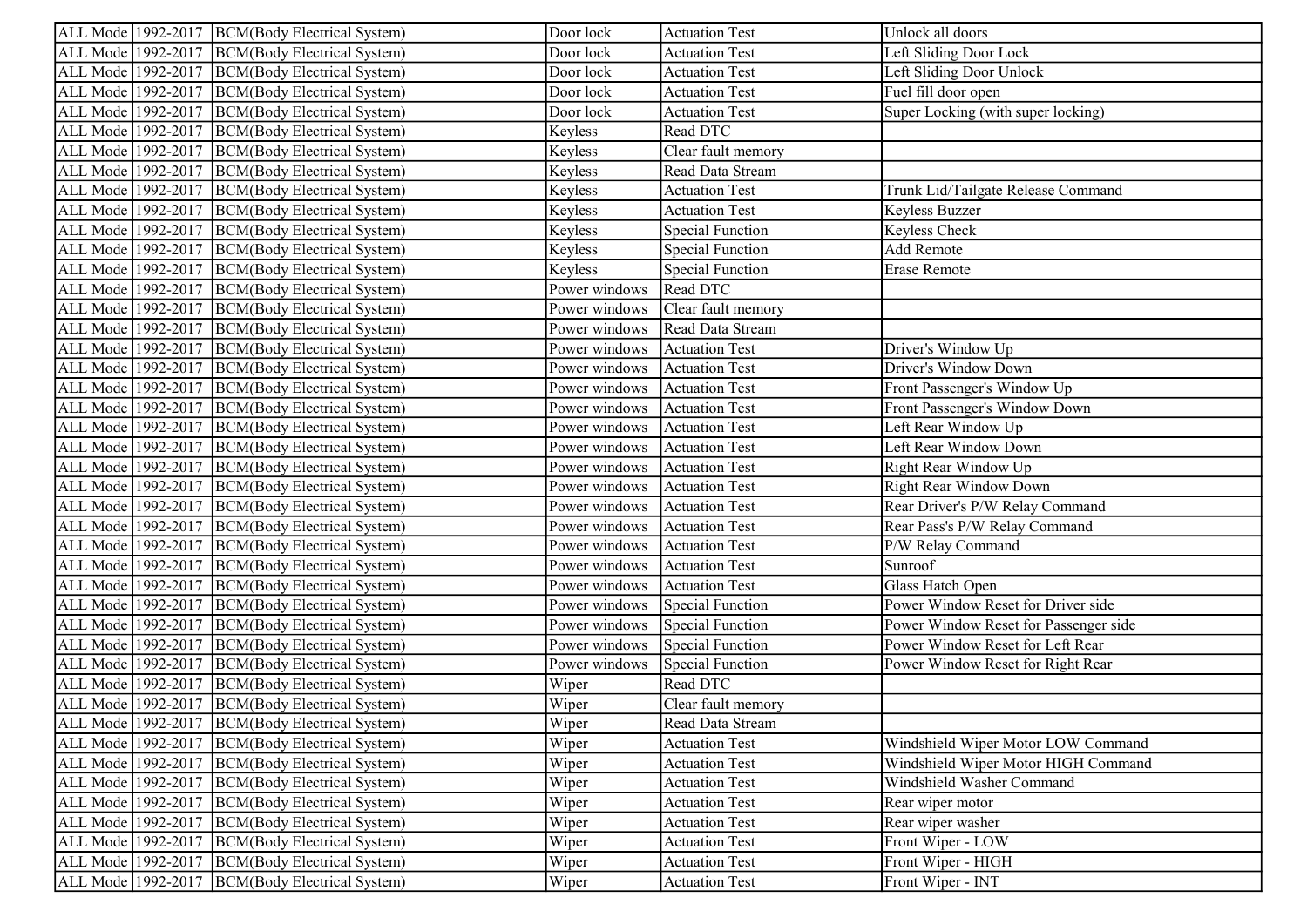| ALL Mode | 1992-2017 | BCM(Body Electrical System) | Door lock | Actuation Test | Unlock all doors |
|---|---|---|---|---|---|
| ALL Mode | 1992-2017 | BCM(Body Electrical System) | Door lock | Actuation Test | Left Sliding Door Lock |
| ALL Mode | 1992-2017 | BCM(Body Electrical System) | Door lock | Actuation Test | Left Sliding Door Unlock |
| ALL Mode | 1992-2017 | BCM(Body Electrical System) | Door lock | Actuation Test | Fuel fill door open |
| ALL Mode | 1992-2017 | BCM(Body Electrical System) | Door lock | Actuation Test | Super Locking (with super locking) |
| ALL Mode | 1992-2017 | BCM(Body Electrical System) | Keyless | Read DTC | |
| ALL Mode | 1992-2017 | BCM(Body Electrical System) | Keyless | Clear fault memory | |
| ALL Mode | 1992-2017 | BCM(Body Electrical System) | Keyless | Read Data Stream | |
| ALL Mode | 1992-2017 | BCM(Body Electrical System) | Keyless | Actuation Test | Trunk Lid/Tailgate Release Command |
| ALL Mode | 1992-2017 | BCM(Body Electrical System) | Keyless | Actuation Test | Keyless Buzzer |
| ALL Mode | 1992-2017 | BCM(Body Electrical System) | Keyless | Special Function | Keyless Check |
| ALL Mode | 1992-2017 | BCM(Body Electrical System) | Keyless | Special Function | Add Remote |
| ALL Mode | 1992-2017 | BCM(Body Electrical System) | Keyless | Special Function | Erase Remote |
| ALL Mode | 1992-2017 | BCM(Body Electrical System) | Power windows | Read DTC | |
| ALL Mode | 1992-2017 | BCM(Body Electrical System) | Power windows | Clear fault memory | |
| ALL Mode | 1992-2017 | BCM(Body Electrical System) | Power windows | Read Data Stream | |
| ALL Mode | 1992-2017 | BCM(Body Electrical System) | Power windows | Actuation Test | Driver's Window Up |
| ALL Mode | 1992-2017 | BCM(Body Electrical System) | Power windows | Actuation Test | Driver's Window Down |
| ALL Mode | 1992-2017 | BCM(Body Electrical System) | Power windows | Actuation Test | Front Passenger's Window Up |
| ALL Mode | 1992-2017 | BCM(Body Electrical System) | Power windows | Actuation Test | Front Passenger's Window Down |
| ALL Mode | 1992-2017 | BCM(Body Electrical System) | Power windows | Actuation Test | Left Rear Window Up |
| ALL Mode | 1992-2017 | BCM(Body Electrical System) | Power windows | Actuation Test | Left Rear Window Down |
| ALL Mode | 1992-2017 | BCM(Body Electrical System) | Power windows | Actuation Test | Right Rear Window Up |
| ALL Mode | 1992-2017 | BCM(Body Electrical System) | Power windows | Actuation Test | Right Rear Window Down |
| ALL Mode | 1992-2017 | BCM(Body Electrical System) | Power windows | Actuation Test | Rear Driver's P/W Relay Command |
| ALL Mode | 1992-2017 | BCM(Body Electrical System) | Power windows | Actuation Test | Rear Pass's P/W Relay Command |
| ALL Mode | 1992-2017 | BCM(Body Electrical System) | Power windows | Actuation Test | P/W Relay Command |
| ALL Mode | 1992-2017 | BCM(Body Electrical System) | Power windows | Actuation Test | Sunroof |
| ALL Mode | 1992-2017 | BCM(Body Electrical System) | Power windows | Actuation Test | Glass Hatch Open |
| ALL Mode | 1992-2017 | BCM(Body Electrical System) | Power windows | Special Function | Power Window Reset for Driver side |
| ALL Mode | 1992-2017 | BCM(Body Electrical System) | Power windows | Special Function | Power Window Reset for Passenger side |
| ALL Mode | 1992-2017 | BCM(Body Electrical System) | Power windows | Special Function | Power Window Reset for Left Rear |
| ALL Mode | 1992-2017 | BCM(Body Electrical System) | Power windows | Special Function | Power Window Reset for Right Rear |
| ALL Mode | 1992-2017 | BCM(Body Electrical System) | Wiper | Read DTC | |
| ALL Mode | 1992-2017 | BCM(Body Electrical System) | Wiper | Clear fault memory | |
| ALL Mode | 1992-2017 | BCM(Body Electrical System) | Wiper | Read Data Stream | |
| ALL Mode | 1992-2017 | BCM(Body Electrical System) | Wiper | Actuation Test | Windshield Wiper Motor LOW Command |
| ALL Mode | 1992-2017 | BCM(Body Electrical System) | Wiper | Actuation Test | Windshield Wiper Motor HIGH Command |
| ALL Mode | 1992-2017 | BCM(Body Electrical System) | Wiper | Actuation Test | Windshield Washer Command |
| ALL Mode | 1992-2017 | BCM(Body Electrical System) | Wiper | Actuation Test | Rear wiper motor |
| ALL Mode | 1992-2017 | BCM(Body Electrical System) | Wiper | Actuation Test | Rear wiper washer |
| ALL Mode | 1992-2017 | BCM(Body Electrical System) | Wiper | Actuation Test | Front Wiper - LOW |
| ALL Mode | 1992-2017 | BCM(Body Electrical System) | Wiper | Actuation Test | Front Wiper - HIGH |
| ALL Mode | 1992-2017 | BCM(Body Electrical System) | Wiper | Actuation Test | Front Wiper - INT |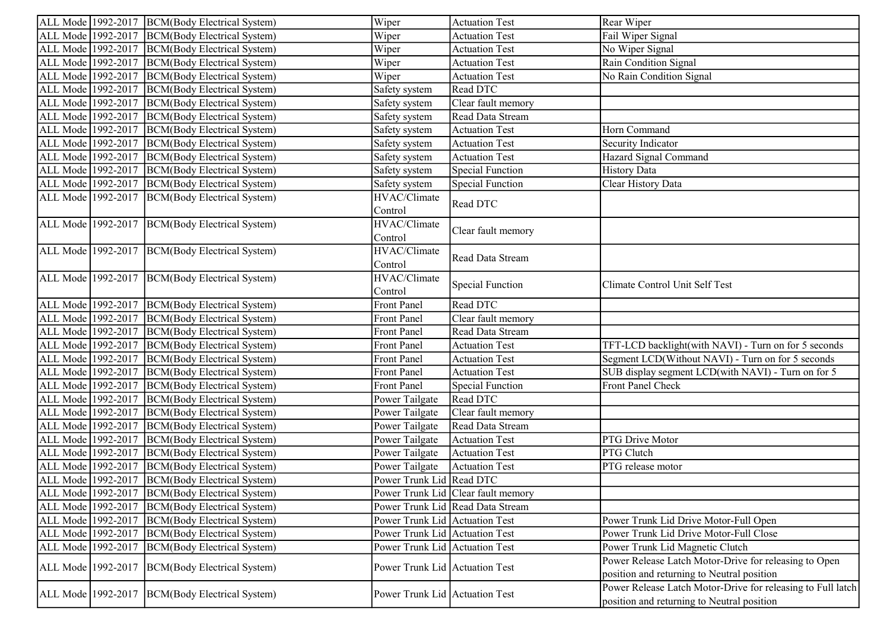| | | | | | |
|---|---|---|---|---|---|
| ALL Mode | 1992-2017 | BCM(Body Electrical System) | Wiper | Actuation Test | Rear Wiper |
| ALL Mode | 1992-2017 | BCM(Body Electrical System) | Wiper | Actuation Test | Fail Wiper Signal |
| ALL Mode | 1992-2017 | BCM(Body Electrical System) | Wiper | Actuation Test | No Wiper Signal |
| ALL Mode | 1992-2017 | BCM(Body Electrical System) | Wiper | Actuation Test | Rain Condition Signal |
| ALL Mode | 1992-2017 | BCM(Body Electrical System) | Wiper | Actuation Test | No Rain Condition Signal |
| ALL Mode | 1992-2017 | BCM(Body Electrical System) | Safety system | Read DTC | |
| ALL Mode | 1992-2017 | BCM(Body Electrical System) | Safety system | Clear fault memory | |
| ALL Mode | 1992-2017 | BCM(Body Electrical System) | Safety system | Read Data Stream | |
| ALL Mode | 1992-2017 | BCM(Body Electrical System) | Safety system | Actuation Test | Horn Command |
| ALL Mode | 1992-2017 | BCM(Body Electrical System) | Safety system | Actuation Test | Security Indicator |
| ALL Mode | 1992-2017 | BCM(Body Electrical System) | Safety system | Actuation Test | Hazard Signal Command |
| ALL Mode | 1992-2017 | BCM(Body Electrical System) | Safety system | Special Function | History Data |
| ALL Mode | 1992-2017 | BCM(Body Electrical System) | Safety system | Special Function | Clear History Data |
| ALL Mode | 1992-2017 | BCM(Body Electrical System) | HVAC/Climate Control | Read DTC | |
| ALL Mode | 1992-2017 | BCM(Body Electrical System) | HVAC/Climate Control | Clear fault memory | |
| ALL Mode | 1992-2017 | BCM(Body Electrical System) | HVAC/Climate Control | Read Data Stream | |
| ALL Mode | 1992-2017 | BCM(Body Electrical System) | HVAC/Climate Control | Special Function | Climate Control Unit Self Test |
| ALL Mode | 1992-2017 | BCM(Body Electrical System) | Front Panel | Read DTC | |
| ALL Mode | 1992-2017 | BCM(Body Electrical System) | Front Panel | Clear fault memory | |
| ALL Mode | 1992-2017 | BCM(Body Electrical System) | Front Panel | Read Data Stream | |
| ALL Mode | 1992-2017 | BCM(Body Electrical System) | Front Panel | Actuation Test | TFT-LCD backlight(with NAVI) - Turn on for 5 seconds |
| ALL Mode | 1992-2017 | BCM(Body Electrical System) | Front Panel | Actuation Test | Segment LCD(Without NAVI) - Turn on for 5 seconds |
| ALL Mode | 1992-2017 | BCM(Body Electrical System) | Front Panel | Actuation Test | SUB display segment LCD(with NAVI) - Turn on for 5 |
| ALL Mode | 1992-2017 | BCM(Body Electrical System) | Front Panel | Special Function | Front Panel Check |
| ALL Mode | 1992-2017 | BCM(Body Electrical System) | Power Tailgate | Read DTC | |
| ALL Mode | 1992-2017 | BCM(Body Electrical System) | Power Tailgate | Clear fault memory | |
| ALL Mode | 1992-2017 | BCM(Body Electrical System) | Power Tailgate | Read Data Stream | |
| ALL Mode | 1992-2017 | BCM(Body Electrical System) | Power Tailgate | Actuation Test | PTG Drive Motor |
| ALL Mode | 1992-2017 | BCM(Body Electrical System) | Power Tailgate | Actuation Test | PTG Clutch |
| ALL Mode | 1992-2017 | BCM(Body Electrical System) | Power Tailgate | Actuation Test | PTG release motor |
| ALL Mode | 1992-2017 | BCM(Body Electrical System) | Power Trunk Lid | Read DTC | |
| ALL Mode | 1992-2017 | BCM(Body Electrical System) | Power Trunk Lid | Clear fault memory | |
| ALL Mode | 1992-2017 | BCM(Body Electrical System) | Power Trunk Lid | Read Data Stream | |
| ALL Mode | 1992-2017 | BCM(Body Electrical System) | Power Trunk Lid | Actuation Test | Power Trunk Lid Drive Motor-Full Open |
| ALL Mode | 1992-2017 | BCM(Body Electrical System) | Power Trunk Lid | Actuation Test | Power Trunk Lid Drive Motor-Full Close |
| ALL Mode | 1992-2017 | BCM(Body Electrical System) | Power Trunk Lid | Actuation Test | Power Trunk Lid Magnetic Clutch |
| ALL Mode | 1992-2017 | BCM(Body Electrical System) | Power Trunk Lid | Actuation Test | Power Release Latch Motor-Drive for releasing to Open position and returning to Neutral position |
| ALL Mode | 1992-2017 | BCM(Body Electrical System) | Power Trunk Lid | Actuation Test | Power Release Latch Motor-Drive for releasing to Full latch position and returning to Neutral position |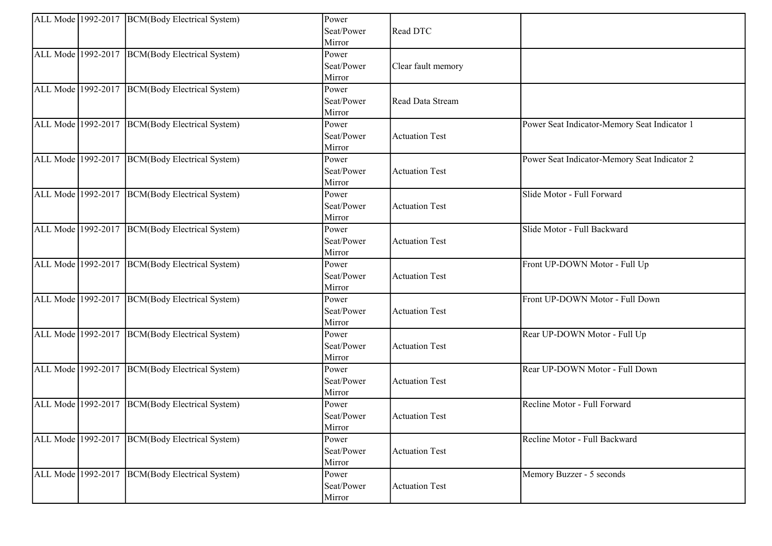| | | | | | |
|---|---|---|---|---|---|
| ALL Mode | 1992-2017 | BCM(Body Electrical System) | Power Seat/Power Mirror | Read DTC | |
| ALL Mode | 1992-2017 | BCM(Body Electrical System) | Power Seat/Power Mirror | Clear fault memory | |
| ALL Mode | 1992-2017 | BCM(Body Electrical System) | Power Seat/Power Mirror | Read Data Stream | |
| ALL Mode | 1992-2017 | BCM(Body Electrical System) | Power Seat/Power Mirror | Actuation Test | Power Seat Indicator-Memory Seat Indicator 1 |
| ALL Mode | 1992-2017 | BCM(Body Electrical System) | Power Seat/Power Mirror | Actuation Test | Power Seat Indicator-Memory Seat Indicator 2 |
| ALL Mode | 1992-2017 | BCM(Body Electrical System) | Power Seat/Power Mirror | Actuation Test | Slide Motor - Full Forward |
| ALL Mode | 1992-2017 | BCM(Body Electrical System) | Power Seat/Power Mirror | Actuation Test | Slide Motor - Full Backward |
| ALL Mode | 1992-2017 | BCM(Body Electrical System) | Power Seat/Power Mirror | Actuation Test | Front UP-DOWN Motor - Full Up |
| ALL Mode | 1992-2017 | BCM(Body Electrical System) | Power Seat/Power Mirror | Actuation Test | Front UP-DOWN Motor - Full Down |
| ALL Mode | 1992-2017 | BCM(Body Electrical System) | Power Seat/Power Mirror | Actuation Test | Rear UP-DOWN Motor - Full Up |
| ALL Mode | 1992-2017 | BCM(Body Electrical System) | Power Seat/Power Mirror | Actuation Test | Rear UP-DOWN Motor - Full Down |
| ALL Mode | 1992-2017 | BCM(Body Electrical System) | Power Seat/Power Mirror | Actuation Test | Recline Motor - Full Forward |
| ALL Mode | 1992-2017 | BCM(Body Electrical System) | Power Seat/Power Mirror | Actuation Test | Recline Motor - Full Backward |
| ALL Mode | 1992-2017 | BCM(Body Electrical System) | Power Seat/Power Mirror | Actuation Test | Memory Buzzer - 5 seconds |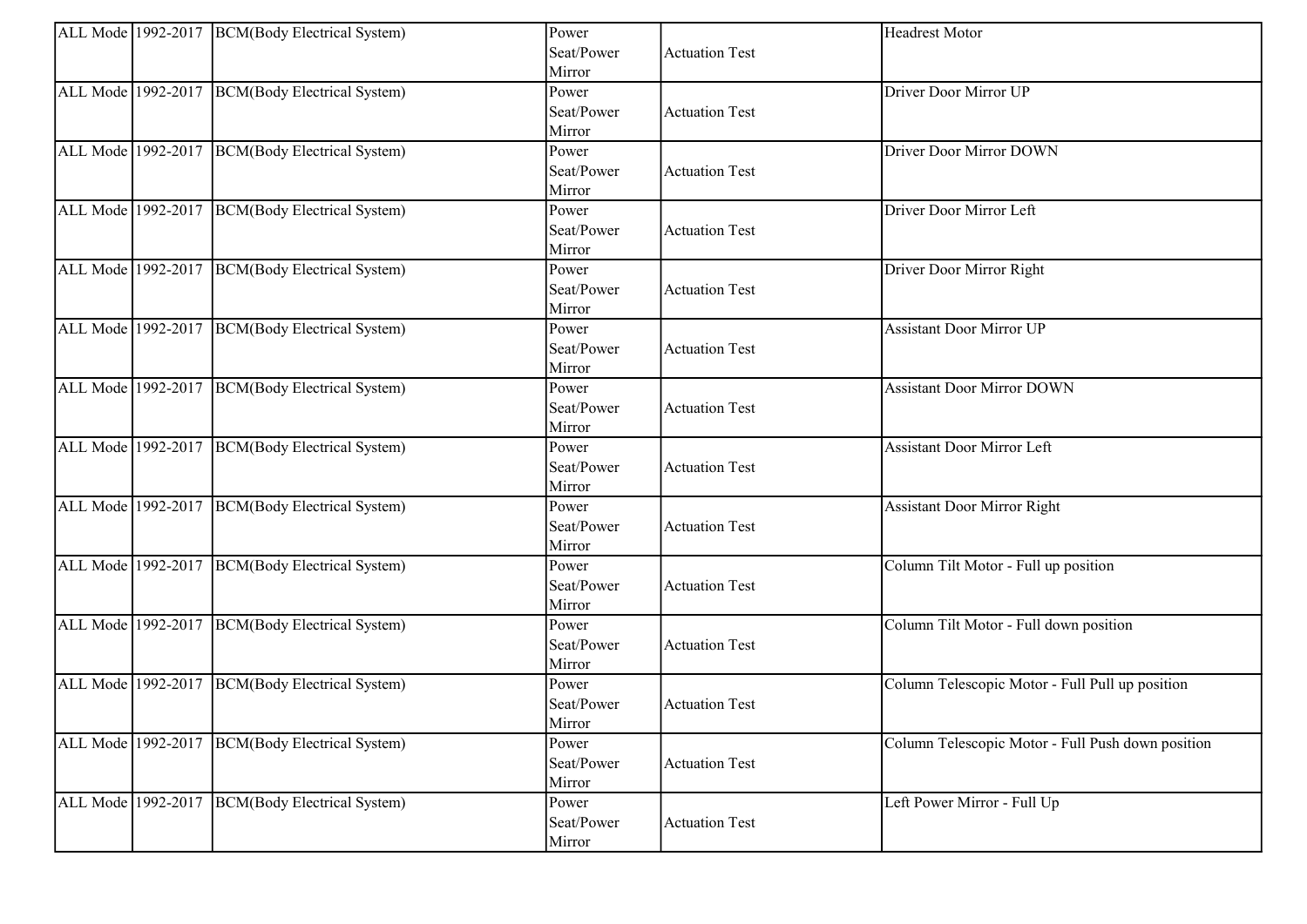| ALL Mode | 1992-2017 | BCM(Body Electrical System) | Power Seat/Power Mirror | Actuation Test | Headrest Motor |
|---|---|---|---|---|---|
| ALL Mode | 1992-2017 | BCM(Body Electrical System) | Power Seat/Power Mirror | Actuation Test | Driver Door Mirror UP |
| ALL Mode | 1992-2017 | BCM(Body Electrical System) | Power Seat/Power Mirror | Actuation Test | Driver Door Mirror DOWN |
| ALL Mode | 1992-2017 | BCM(Body Electrical System) | Power Seat/Power Mirror | Actuation Test | Driver Door Mirror Left |
| ALL Mode | 1992-2017 | BCM(Body Electrical System) | Power Seat/Power Mirror | Actuation Test | Driver Door Mirror Right |
| ALL Mode | 1992-2017 | BCM(Body Electrical System) | Power Seat/Power Mirror | Actuation Test | Assistant Door Mirror UP |
| ALL Mode | 1992-2017 | BCM(Body Electrical System) | Power Seat/Power Mirror | Actuation Test | Assistant Door Mirror DOWN |
| ALL Mode | 1992-2017 | BCM(Body Electrical System) | Power Seat/Power Mirror | Actuation Test | Assistant Door Mirror Left |
| ALL Mode | 1992-2017 | BCM(Body Electrical System) | Power Seat/Power Mirror | Actuation Test | Assistant Door Mirror Right |
| ALL Mode | 1992-2017 | BCM(Body Electrical System) | Power Seat/Power Mirror | Actuation Test | Column Tilt Motor - Full up position |
| ALL Mode | 1992-2017 | BCM(Body Electrical System) | Power Seat/Power Mirror | Actuation Test | Column Tilt Motor - Full down position |
| ALL Mode | 1992-2017 | BCM(Body Electrical System) | Power Seat/Power Mirror | Actuation Test | Column Telescopic Motor - Full Pull up position |
| ALL Mode | 1992-2017 | BCM(Body Electrical System) | Power Seat/Power Mirror | Actuation Test | Column Telescopic Motor - Full Push down position |
| ALL Mode | 1992-2017 | BCM(Body Electrical System) | Power Seat/Power Mirror | Actuation Test | Left Power Mirror - Full Up |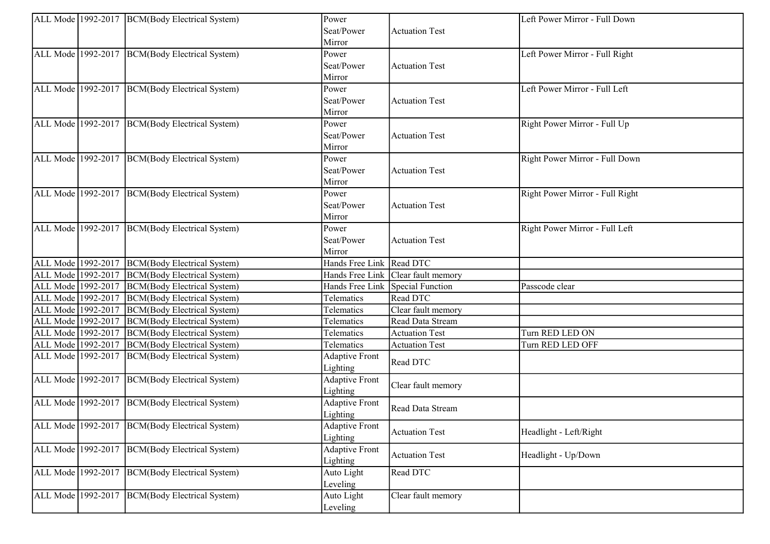| | | | | | |
|---|---|---|---|---|---|
| ALL Mode | 1992-2017 | BCM(Body Electrical System) | Power Seat/Power Mirror | Actuation Test | Left Power Mirror - Full Down |
| ALL Mode | 1992-2017 | BCM(Body Electrical System) | Power Seat/Power Mirror | Actuation Test | Left Power Mirror - Full Right |
| ALL Mode | 1992-2017 | BCM(Body Electrical System) | Power Seat/Power Mirror | Actuation Test | Left Power Mirror - Full Left |
| ALL Mode | 1992-2017 | BCM(Body Electrical System) | Power Seat/Power Mirror | Actuation Test | Right Power Mirror - Full Up |
| ALL Mode | 1992-2017 | BCM(Body Electrical System) | Power Seat/Power Mirror | Actuation Test | Right Power Mirror - Full Down |
| ALL Mode | 1992-2017 | BCM(Body Electrical System) | Power Seat/Power Mirror | Actuation Test | Right Power Mirror - Full Right |
| ALL Mode | 1992-2017 | BCM(Body Electrical System) | Power Seat/Power Mirror | Actuation Test | Right Power Mirror - Full Left |
| ALL Mode | 1992-2017 | BCM(Body Electrical System) | Hands Free Link | Read DTC | |
| ALL Mode | 1992-2017 | BCM(Body Electrical System) | Hands Free Link | Clear fault memory | |
| ALL Mode | 1992-2017 | BCM(Body Electrical System) | Hands Free Link | Special Function | Passcode clear |
| ALL Mode | 1992-2017 | BCM(Body Electrical System) | Telematics | Read DTC | |
| ALL Mode | 1992-2017 | BCM(Body Electrical System) | Telematics | Clear fault memory | |
| ALL Mode | 1992-2017 | BCM(Body Electrical System) | Telematics | Read Data Stream | |
| ALL Mode | 1992-2017 | BCM(Body Electrical System) | Telematics | Actuation Test | Turn RED LED ON |
| ALL Mode | 1992-2017 | BCM(Body Electrical System) | Telematics | Actuation Test | Turn RED LED OFF |
| ALL Mode | 1992-2017 | BCM(Body Electrical System) | Adaptive Front Lighting | Read DTC | |
| ALL Mode | 1992-2017 | BCM(Body Electrical System) | Adaptive Front Lighting | Clear fault memory | |
| ALL Mode | 1992-2017 | BCM(Body Electrical System) | Adaptive Front Lighting | Read Data Stream | |
| ALL Mode | 1992-2017 | BCM(Body Electrical System) | Adaptive Front Lighting | Actuation Test | Headlight - Left/Right |
| ALL Mode | 1992-2017 | BCM(Body Electrical System) | Adaptive Front Lighting | Actuation Test | Headlight - Up/Down |
| ALL Mode | 1992-2017 | BCM(Body Electrical System) | Auto Light Leveling | Read DTC | |
| ALL Mode | 1992-2017 | BCM(Body Electrical System) | Auto Light Leveling | Clear fault memory | |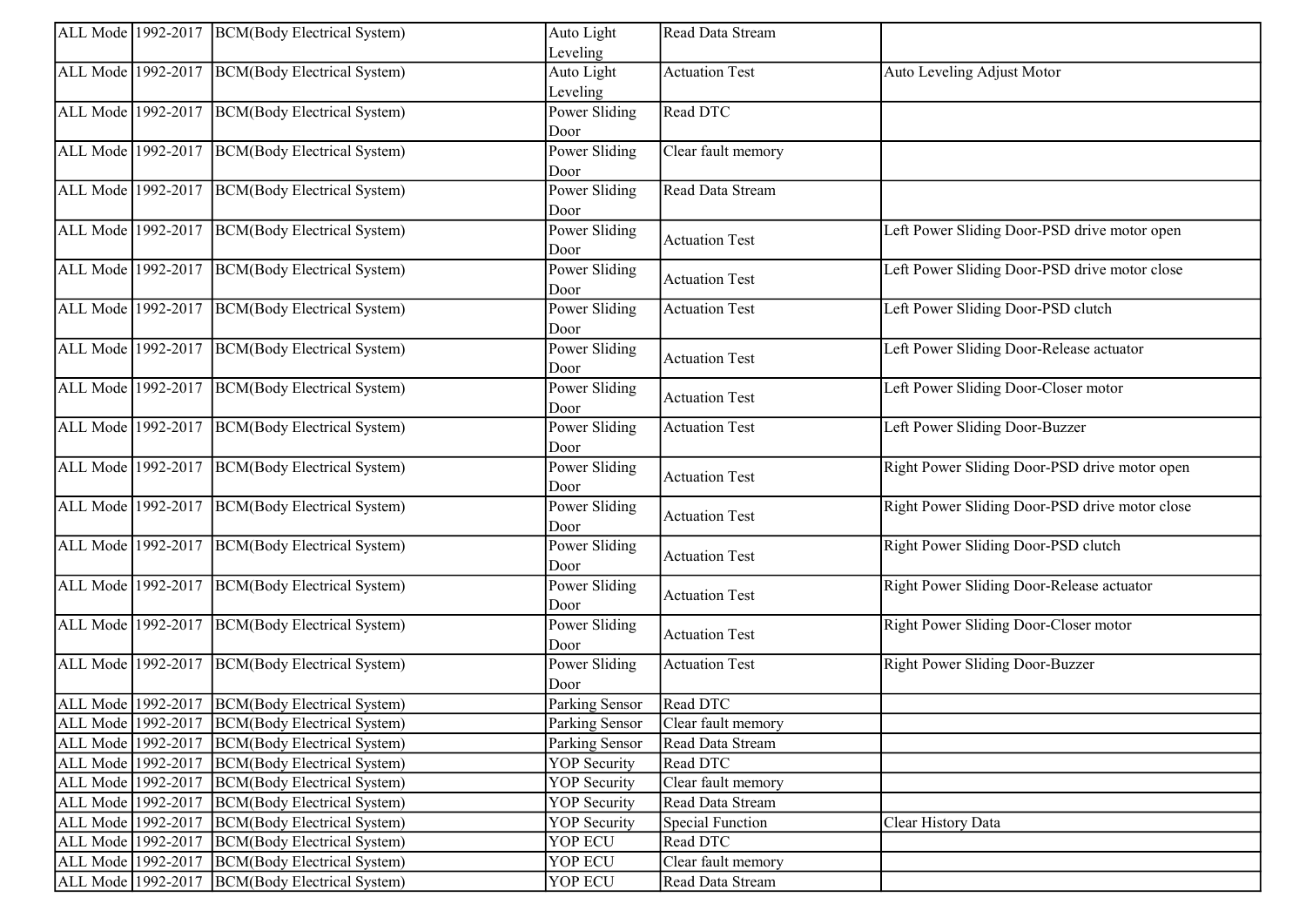| ALL Mode | 1992-2017 | BCM(Body Electrical System) | Auto Light Leveling | Read Data Stream | |
|---|---|---|---|---|---|
| ALL Mode | 1992-2017 | BCM(Body Electrical System) | Auto Light Leveling | Actuation Test | Auto Leveling Adjust Motor |
| ALL Mode | 1992-2017 | BCM(Body Electrical System) | Power Sliding Door | Read DTC | |
| ALL Mode | 1992-2017 | BCM(Body Electrical System) | Power Sliding Door | Clear fault memory | |
| ALL Mode | 1992-2017 | BCM(Body Electrical System) | Power Sliding Door | Read Data Stream | |
| ALL Mode | 1992-2017 | BCM(Body Electrical System) | Power Sliding Door | Actuation Test | Left Power Sliding Door-PSD drive motor open |
| ALL Mode | 1992-2017 | BCM(Body Electrical System) | Power Sliding Door | Actuation Test | Left Power Sliding Door-PSD drive motor close |
| ALL Mode | 1992-2017 | BCM(Body Electrical System) | Power Sliding Door | Actuation Test | Left Power Sliding Door-PSD clutch |
| ALL Mode | 1992-2017 | BCM(Body Electrical System) | Power Sliding Door | Actuation Test | Left Power Sliding Door-Release actuator |
| ALL Mode | 1992-2017 | BCM(Body Electrical System) | Power Sliding Door | Actuation Test | Left Power Sliding Door-Closer motor |
| ALL Mode | 1992-2017 | BCM(Body Electrical System) | Power Sliding Door | Actuation Test | Left Power Sliding Door-Buzzer |
| ALL Mode | 1992-2017 | BCM(Body Electrical System) | Power Sliding Door | Actuation Test | Right Power Sliding Door-PSD drive motor open |
| ALL Mode | 1992-2017 | BCM(Body Electrical System) | Power Sliding Door | Actuation Test | Right Power Sliding Door-PSD drive motor close |
| ALL Mode | 1992-2017 | BCM(Body Electrical System) | Power Sliding Door | Actuation Test | Right Power Sliding Door-PSD clutch |
| ALL Mode | 1992-2017 | BCM(Body Electrical System) | Power Sliding Door | Actuation Test | Right Power Sliding Door-Release actuator |
| ALL Mode | 1992-2017 | BCM(Body Electrical System) | Power Sliding Door | Actuation Test | Right Power Sliding Door-Closer motor |
| ALL Mode | 1992-2017 | BCM(Body Electrical System) | Power Sliding Door | Actuation Test | Right Power Sliding Door-Buzzer |
| ALL Mode | 1992-2017 | BCM(Body Electrical System) | Parking Sensor | Read DTC | |
| ALL Mode | 1992-2017 | BCM(Body Electrical System) | Parking Sensor | Clear fault memory | |
| ALL Mode | 1992-2017 | BCM(Body Electrical System) | Parking Sensor | Read Data Stream | |
| ALL Mode | 1992-2017 | BCM(Body Electrical System) | YOP Security | Read DTC | |
| ALL Mode | 1992-2017 | BCM(Body Electrical System) | YOP Security | Clear fault memory | |
| ALL Mode | 1992-2017 | BCM(Body Electrical System) | YOP Security | Read Data Stream | |
| ALL Mode | 1992-2017 | BCM(Body Electrical System) | YOP Security | Special Function | Clear History Data |
| ALL Mode | 1992-2017 | BCM(Body Electrical System) | YOP ECU | Read DTC | |
| ALL Mode | 1992-2017 | BCM(Body Electrical System) | YOP ECU | Clear fault memory | |
| ALL Mode | 1992-2017 | BCM(Body Electrical System) | YOP ECU | Read Data Stream | |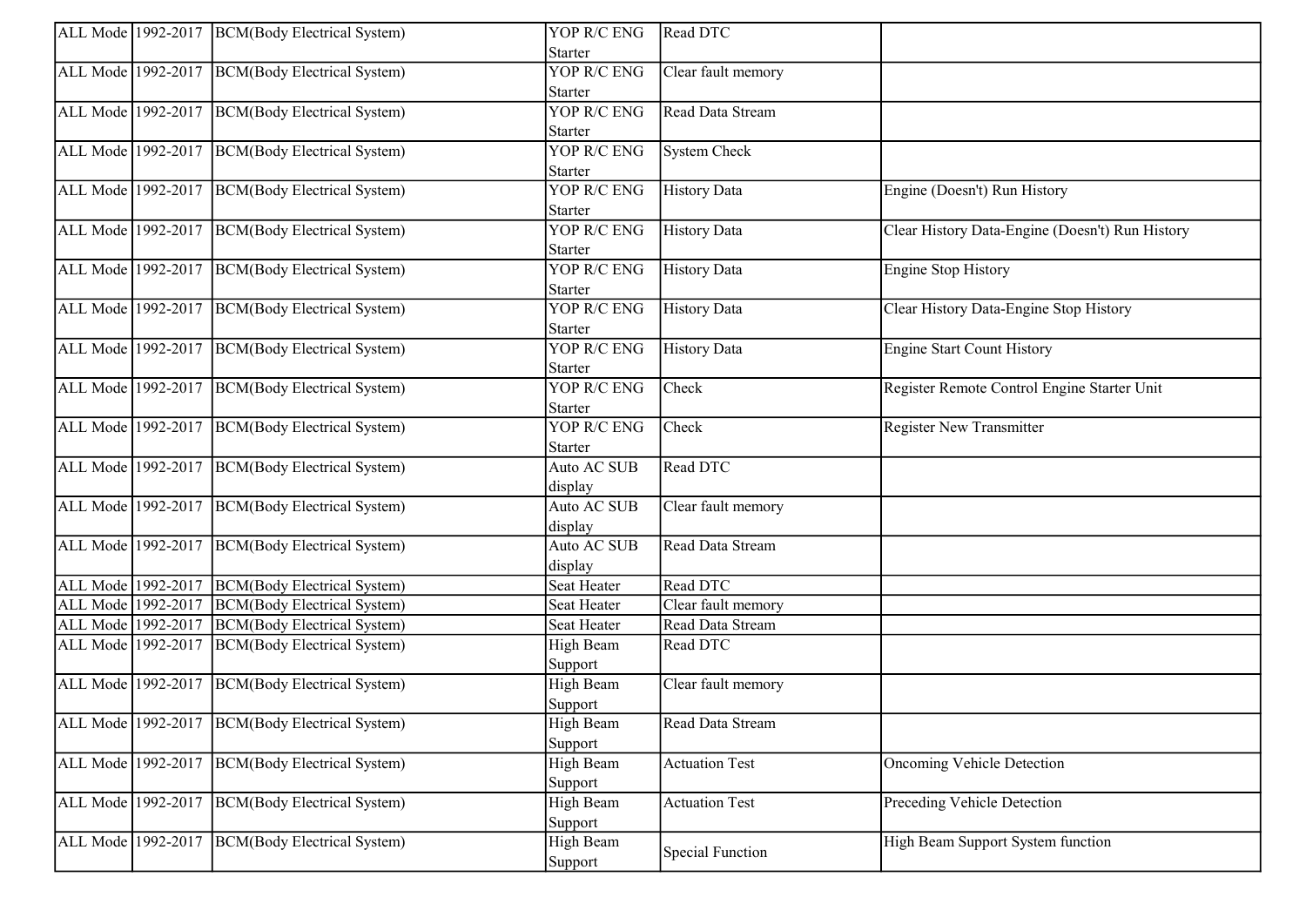| ALL Mode | 1992-2017 | BCM(Body Electrical System) | YOP R/C ENG Starter | Read DTC | |
|---|---|---|---|---|---|
| ALL Mode | 1992-2017 | BCM(Body Electrical System) | YOP R/C ENG Starter | Clear fault memory | |
| ALL Mode | 1992-2017 | BCM(Body Electrical System) | YOP R/C ENG Starter | Read Data Stream | |
| ALL Mode | 1992-2017 | BCM(Body Electrical System) | YOP R/C ENG Starter | System Check | |
| ALL Mode | 1992-2017 | BCM(Body Electrical System) | YOP R/C ENG Starter | History Data | Engine (Doesn't) Run History |
| ALL Mode | 1992-2017 | BCM(Body Electrical System) | YOP R/C ENG Starter | History Data | Clear History Data-Engine (Doesn't) Run History |
| ALL Mode | 1992-2017 | BCM(Body Electrical System) | YOP R/C ENG Starter | History Data | Engine Stop History |
| ALL Mode | 1992-2017 | BCM(Body Electrical System) | YOP R/C ENG Starter | History Data | Clear History Data-Engine Stop History |
| ALL Mode | 1992-2017 | BCM(Body Electrical System) | YOP R/C ENG Starter | History Data | Engine Start Count History |
| ALL Mode | 1992-2017 | BCM(Body Electrical System) | YOP R/C ENG Starter | Check | Register Remote Control Engine Starter Unit |
| ALL Mode | 1992-2017 | BCM(Body Electrical System) | YOP R/C ENG Starter | Check | Register New Transmitter |
| ALL Mode | 1992-2017 | BCM(Body Electrical System) | Auto AC SUB display | Read DTC | |
| ALL Mode | 1992-2017 | BCM(Body Electrical System) | Auto AC SUB display | Clear fault memory | |
| ALL Mode | 1992-2017 | BCM(Body Electrical System) | Auto AC SUB display | Read Data Stream | |
| ALL Mode | 1992-2017 | BCM(Body Electrical System) | Seat Heater | Read DTC | |
| ALL Mode | 1992-2017 | BCM(Body Electrical System) | Seat Heater | Clear fault memory | |
| ALL Mode | 1992-2017 | BCM(Body Electrical System) | Seat Heater | Read Data Stream | |
| ALL Mode | 1992-2017 | BCM(Body Electrical System) | High Beam Support | Read DTC | |
| ALL Mode | 1992-2017 | BCM(Body Electrical System) | High Beam Support | Clear fault memory | |
| ALL Mode | 1992-2017 | BCM(Body Electrical System) | High Beam Support | Read Data Stream | |
| ALL Mode | 1992-2017 | BCM(Body Electrical System) | High Beam Support | Actuation Test | Oncoming Vehicle Detection |
| ALL Mode | 1992-2017 | BCM(Body Electrical System) | High Beam Support | Actuation Test | Preceding Vehicle Detection |
| ALL Mode | 1992-2017 | BCM(Body Electrical System) | High Beam Support | Special Function | High Beam Support System function |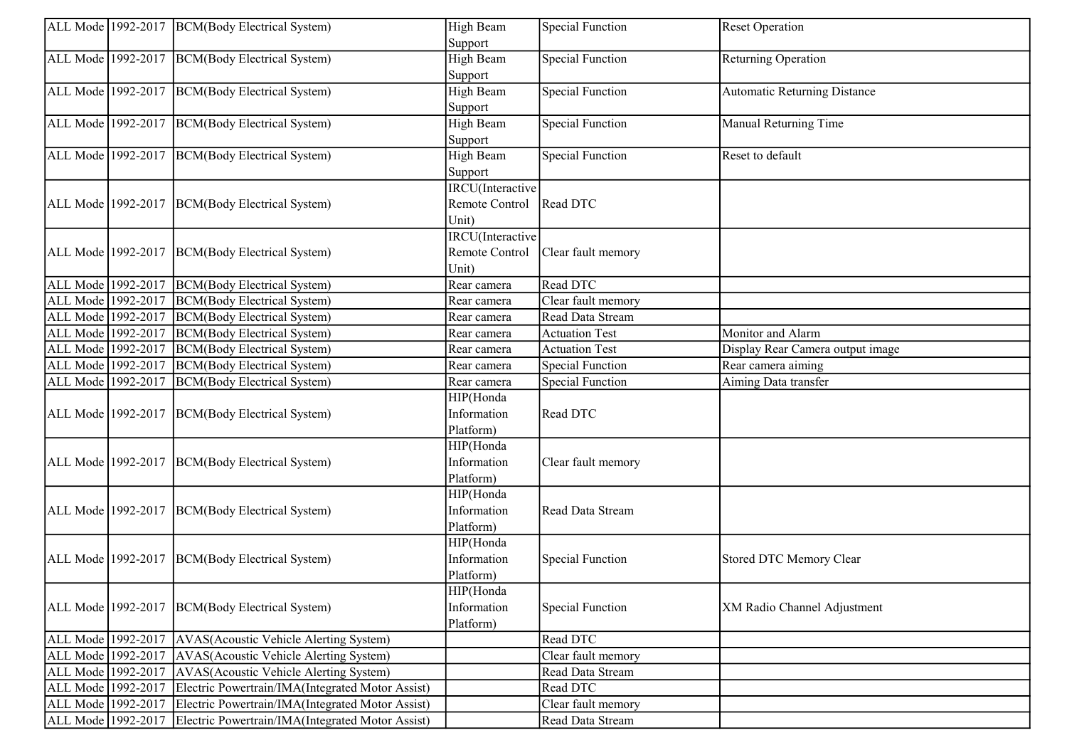| ALL Mode | 1992-2017 | BCM(Body Electrical System) | High Beam Support | Special Function | Reset Operation |
|---|---|---|---|---|---|
| ALL Mode | 1992-2017 | BCM(Body Electrical System) | High Beam Support | Special Function | Returning Operation |
| ALL Mode | 1992-2017 | BCM(Body Electrical System) | High Beam Support | Special Function | Automatic Returning Distance |
| ALL Mode | 1992-2017 | BCM(Body Electrical System) | High Beam Support | Special Function | Manual Returning Time |
| ALL Mode | 1992-2017 | BCM(Body Electrical System) | High Beam Support | Special Function | Reset to default |
| ALL Mode | 1992-2017 | BCM(Body Electrical System) | IRCU(Interactive Remote Control Unit) | Read DTC | |
| ALL Mode | 1992-2017 | BCM(Body Electrical System) | IRCU(Interactive Remote Control Unit) | Clear fault memory | |
| ALL Mode | 1992-2017 | BCM(Body Electrical System) | Rear camera | Read DTC | |
| ALL Mode | 1992-2017 | BCM(Body Electrical System) | Rear camera | Clear fault memory | |
| ALL Mode | 1992-2017 | BCM(Body Electrical System) | Rear camera | Read Data Stream | |
| ALL Mode | 1992-2017 | BCM(Body Electrical System) | Rear camera | Actuation Test | Monitor and Alarm |
| ALL Mode | 1992-2017 | BCM(Body Electrical System) | Rear camera | Actuation Test | Display Rear Camera output image |
| ALL Mode | 1992-2017 | BCM(Body Electrical System) | Rear camera | Special Function | Rear camera aiming |
| ALL Mode | 1992-2017 | BCM(Body Electrical System) | Rear camera | Special Function | Aiming Data transfer |
| ALL Mode | 1992-2017 | BCM(Body Electrical System) | HIP(Honda Information Platform) | Read DTC | |
| ALL Mode | 1992-2017 | BCM(Body Electrical System) | HIP(Honda Information Platform) | Clear fault memory | |
| ALL Mode | 1992-2017 | BCM(Body Electrical System) | HIP(Honda Information Platform) | Read Data Stream | |
| ALL Mode | 1992-2017 | BCM(Body Electrical System) | HIP(Honda Information Platform) | Special Function | Stored DTC Memory Clear |
| ALL Mode | 1992-2017 | BCM(Body Electrical System) | HIP(Honda Information Platform) | Special Function | XM Radio Channel Adjustment |
| ALL Mode | 1992-2017 | AVAS(Acoustic Vehicle Alerting System) | | Read DTC | |
| ALL Mode | 1992-2017 | AVAS(Acoustic Vehicle Alerting System) | | Clear fault memory | |
| ALL Mode | 1992-2017 | AVAS(Acoustic Vehicle Alerting System) | | Read Data Stream | |
| ALL Mode | 1992-2017 | Electric Powertrain/IMA(Integrated Motor Assist) | | Read DTC | |
| ALL Mode | 1992-2017 | Electric Powertrain/IMA(Integrated Motor Assist) | | Clear fault memory | |
| ALL Mode | 1992-2017 | Electric Powertrain/IMA(Integrated Motor Assist) | | Read Data Stream | |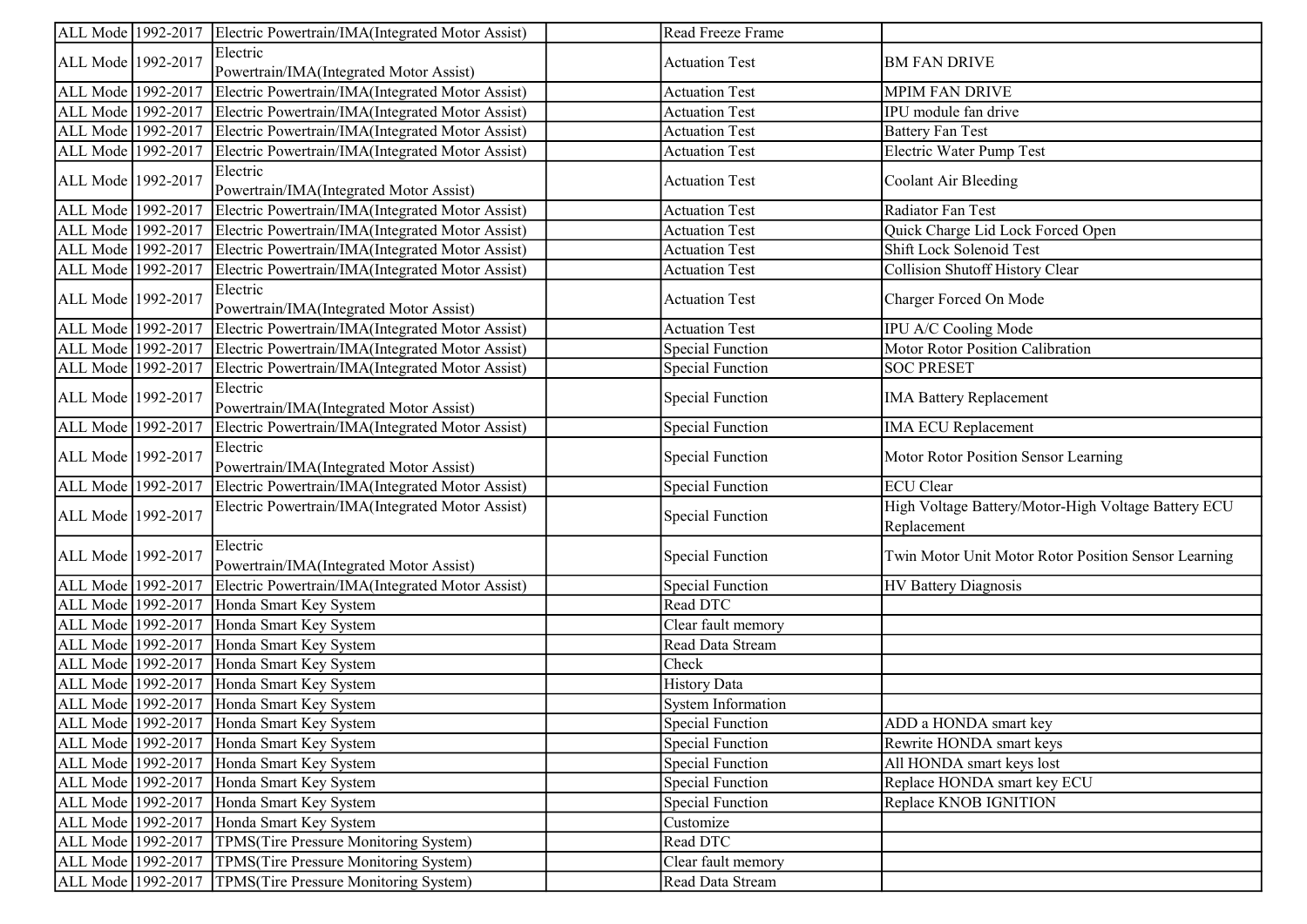| | | | | | |
|---|---|---|---|---|---|
| ALL Mode | 1992-2017 | Electric Powertrain/IMA(Integrated Motor Assist) | | Read Freeze Frame | |
| ALL Mode | 1992-2017 | Electric Powertrain/IMA(Integrated Motor Assist) | | Actuation Test | BM FAN DRIVE |
| ALL Mode | 1992-2017 | Electric Powertrain/IMA(Integrated Motor Assist) | | Actuation Test | MPIM FAN DRIVE |
| ALL Mode | 1992-2017 | Electric Powertrain/IMA(Integrated Motor Assist) | | Actuation Test | IPU module fan drive |
| ALL Mode | 1992-2017 | Electric Powertrain/IMA(Integrated Motor Assist) | | Actuation Test | Battery Fan Test |
| ALL Mode | 1992-2017 | Electric Powertrain/IMA(Integrated Motor Assist) | | Actuation Test | Electric Water Pump Test |
| ALL Mode | 1992-2017 | Electric Powertrain/IMA(Integrated Motor Assist) | | Actuation Test | Coolant Air Bleeding |
| ALL Mode | 1992-2017 | Electric Powertrain/IMA(Integrated Motor Assist) | | Actuation Test | Radiator Fan Test |
| ALL Mode | 1992-2017 | Electric Powertrain/IMA(Integrated Motor Assist) | | Actuation Test | Quick Charge Lid Lock Forced Open |
| ALL Mode | 1992-2017 | Electric Powertrain/IMA(Integrated Motor Assist) | | Actuation Test | Shift Lock Solenoid Test |
| ALL Mode | 1992-2017 | Electric Powertrain/IMA(Integrated Motor Assist) | | Actuation Test | Collision Shutoff History Clear |
| ALL Mode | 1992-2017 | Electric Powertrain/IMA(Integrated Motor Assist) | | Actuation Test | Charger Forced On Mode |
| ALL Mode | 1992-2017 | Electric Powertrain/IMA(Integrated Motor Assist) | | Actuation Test | IPU A/C Cooling Mode |
| ALL Mode | 1992-2017 | Electric Powertrain/IMA(Integrated Motor Assist) | | Special Function | Motor Rotor Position Calibration |
| ALL Mode | 1992-2017 | Electric Powertrain/IMA(Integrated Motor Assist) | | Special Function | SOC PRESET |
| ALL Mode | 1992-2017 | Electric Powertrain/IMA(Integrated Motor Assist) | | Special Function | IMA Battery Replacement |
| ALL Mode | 1992-2017 | Electric Powertrain/IMA(Integrated Motor Assist) | | Special Function | IMA ECU Replacement |
| ALL Mode | 1992-2017 | Electric Powertrain/IMA(Integrated Motor Assist) | | Special Function | Motor Rotor Position Sensor Learning |
| ALL Mode | 1992-2017 | Electric Powertrain/IMA(Integrated Motor Assist) | | Special Function | ECU Clear |
| ALL Mode | 1992-2017 | Electric Powertrain/IMA(Integrated Motor Assist) | | Special Function | High Voltage Battery/Motor-High Voltage Battery ECU Replacement |
| ALL Mode | 1992-2017 | Electric Powertrain/IMA(Integrated Motor Assist) | | Special Function | Twin Motor Unit Motor Rotor Position Sensor Learning |
| ALL Mode | 1992-2017 | Electric Powertrain/IMA(Integrated Motor Assist) | | Special Function | HV Battery Diagnosis |
| ALL Mode | 1992-2017 | Honda Smart Key System | | Read DTC | |
| ALL Mode | 1992-2017 | Honda Smart Key System | | Clear fault memory | |
| ALL Mode | 1992-2017 | Honda Smart Key System | | Read Data Stream | |
| ALL Mode | 1992-2017 | Honda Smart Key System | | Check | |
| ALL Mode | 1992-2017 | Honda Smart Key System | | History Data | |
| ALL Mode | 1992-2017 | Honda Smart Key System | | System Information | |
| ALL Mode | 1992-2017 | Honda Smart Key System | | Special Function | ADD a HONDA smart key |
| ALL Mode | 1992-2017 | Honda Smart Key System | | Special Function | Rewrite HONDA smart keys |
| ALL Mode | 1992-2017 | Honda Smart Key System | | Special Function | All HONDA smart keys lost |
| ALL Mode | 1992-2017 | Honda Smart Key System | | Special Function | Replace HONDA smart key ECU |
| ALL Mode | 1992-2017 | Honda Smart Key System | | Special Function | Replace KNOB IGNITION |
| ALL Mode | 1992-2017 | Honda Smart Key System | | Customize | |
| ALL Mode | 1992-2017 | TPMS(Tire Pressure Monitoring System) | | Read DTC | |
| ALL Mode | 1992-2017 | TPMS(Tire Pressure Monitoring System) | | Clear fault memory | |
| ALL Mode | 1992-2017 | TPMS(Tire Pressure Monitoring System) | | Read Data Stream | |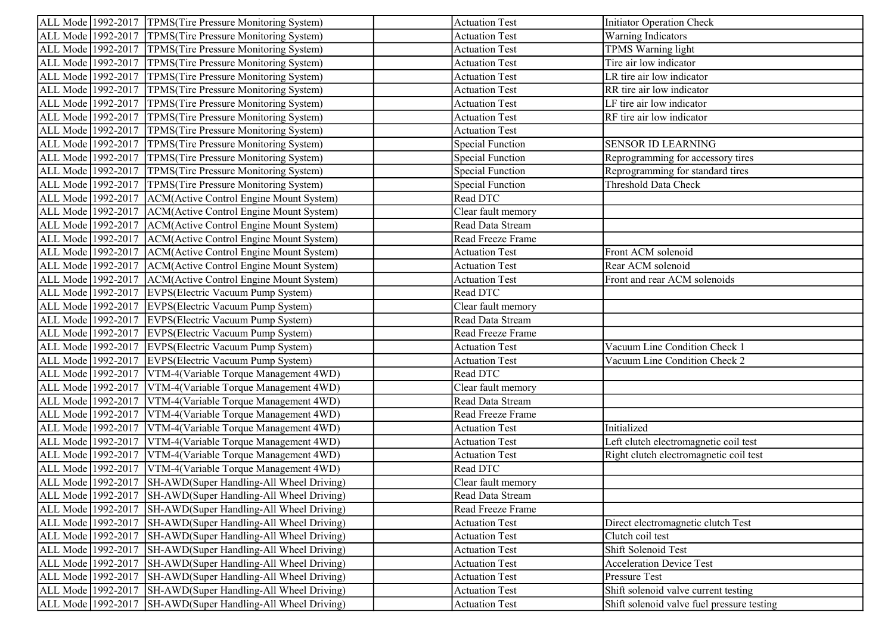| | | | | | |
|---|---|---|---|---|---|
| ALL Mode | 1992-2017 | TPMS(Tire Pressure Monitoring System) | | Actuation Test | Initiator Operation Check |
| ALL Mode | 1992-2017 | TPMS(Tire Pressure Monitoring System) | | Actuation Test | Warning Indicators |
| ALL Mode | 1992-2017 | TPMS(Tire Pressure Monitoring System) | | Actuation Test | TPMS Warning light |
| ALL Mode | 1992-2017 | TPMS(Tire Pressure Monitoring System) | | Actuation Test | Tire air low indicator |
| ALL Mode | 1992-2017 | TPMS(Tire Pressure Monitoring System) | | Actuation Test | LR tire air low indicator |
| ALL Mode | 1992-2017 | TPMS(Tire Pressure Monitoring System) | | Actuation Test | RR tire air low indicator |
| ALL Mode | 1992-2017 | TPMS(Tire Pressure Monitoring System) | | Actuation Test | LF tire air low indicator |
| ALL Mode | 1992-2017 | TPMS(Tire Pressure Monitoring System) | | Actuation Test | RF tire air low indicator |
| ALL Mode | 1992-2017 | TPMS(Tire Pressure Monitoring System) | | Actuation Test | |
| ALL Mode | 1992-2017 | TPMS(Tire Pressure Monitoring System) | | Special Function | SENSOR ID LEARNING |
| ALL Mode | 1992-2017 | TPMS(Tire Pressure Monitoring System) | | Special Function | Reprogramming for accessory tires |
| ALL Mode | 1992-2017 | TPMS(Tire Pressure Monitoring System) | | Special Function | Reprogramming for standard tires |
| ALL Mode | 1992-2017 | TPMS(Tire Pressure Monitoring System) | | Special Function | Threshold Data Check |
| ALL Mode | 1992-2017 | ACM(Active Control Engine Mount System) | | Read DTC | |
| ALL Mode | 1992-2017 | ACM(Active Control Engine Mount System) | | Clear fault memory | |
| ALL Mode | 1992-2017 | ACM(Active Control Engine Mount System) | | Read Data Stream | |
| ALL Mode | 1992-2017 | ACM(Active Control Engine Mount System) | | Read Freeze Frame | |
| ALL Mode | 1992-2017 | ACM(Active Control Engine Mount System) | | Actuation Test | Front ACM solenoid |
| ALL Mode | 1992-2017 | ACM(Active Control Engine Mount System) | | Actuation Test | Rear ACM solenoid |
| ALL Mode | 1992-2017 | ACM(Active Control Engine Mount System) | | Actuation Test | Front and rear ACM solenoids |
| ALL Mode | 1992-2017 | EVPS(Electric Vacuum Pump System) | | Read DTC | |
| ALL Mode | 1992-2017 | EVPS(Electric Vacuum Pump System) | | Clear fault memory | |
| ALL Mode | 1992-2017 | EVPS(Electric Vacuum Pump System) | | Read Data Stream | |
| ALL Mode | 1992-2017 | EVPS(Electric Vacuum Pump System) | | Read Freeze Frame | |
| ALL Mode | 1992-2017 | EVPS(Electric Vacuum Pump System) | | Actuation Test | Vacuum Line Condition Check 1 |
| ALL Mode | 1992-2017 | EVPS(Electric Vacuum Pump System) | | Actuation Test | Vacuum Line Condition Check 2 |
| ALL Mode | 1992-2017 | VTM-4(Variable Torque Management 4WD) | | Read DTC | |
| ALL Mode | 1992-2017 | VTM-4(Variable Torque Management 4WD) | | Clear fault memory | |
| ALL Mode | 1992-2017 | VTM-4(Variable Torque Management 4WD) | | Read Data Stream | |
| ALL Mode | 1992-2017 | VTM-4(Variable Torque Management 4WD) | | Read Freeze Frame | |
| ALL Mode | 1992-2017 | VTM-4(Variable Torque Management 4WD) | | Actuation Test | Initialized |
| ALL Mode | 1992-2017 | VTM-4(Variable Torque Management 4WD) | | Actuation Test | Left clutch electromagnetic coil test |
| ALL Mode | 1992-2017 | VTM-4(Variable Torque Management 4WD) | | Actuation Test | Right clutch electromagnetic coil test |
| ALL Mode | 1992-2017 | SH-AWD(Super Handling-All Wheel Driving) | | Read DTC | |
| ALL Mode | 1992-2017 | SH-AWD(Super Handling-All Wheel Driving) | | Clear fault memory | |
| ALL Mode | 1992-2017 | SH-AWD(Super Handling-All Wheel Driving) | | Read Data Stream | |
| ALL Mode | 1992-2017 | SH-AWD(Super Handling-All Wheel Driving) | | Read Freeze Frame | |
| ALL Mode | 1992-2017 | SH-AWD(Super Handling-All Wheel Driving) | | Actuation Test | Direct electromagnetic clutch Test |
| ALL Mode | 1992-2017 | SH-AWD(Super Handling-All Wheel Driving) | | Actuation Test | Clutch coil test |
| ALL Mode | 1992-2017 | SH-AWD(Super Handling-All Wheel Driving) | | Actuation Test | Shift Solenoid Test |
| ALL Mode | 1992-2017 | SH-AWD(Super Handling-All Wheel Driving) | | Actuation Test | Acceleration Device Test |
| ALL Mode | 1992-2017 | SH-AWD(Super Handling-All Wheel Driving) | | Actuation Test | Pressure Test |
| ALL Mode | 1992-2017 | SH-AWD(Super Handling-All Wheel Driving) | | Actuation Test | Shift solenoid valve current testing |
| ALL Mode | 1992-2017 | SH-AWD(Super Handling-All Wheel Driving) | | Actuation Test | Shift solenoid valve fuel pressure testing |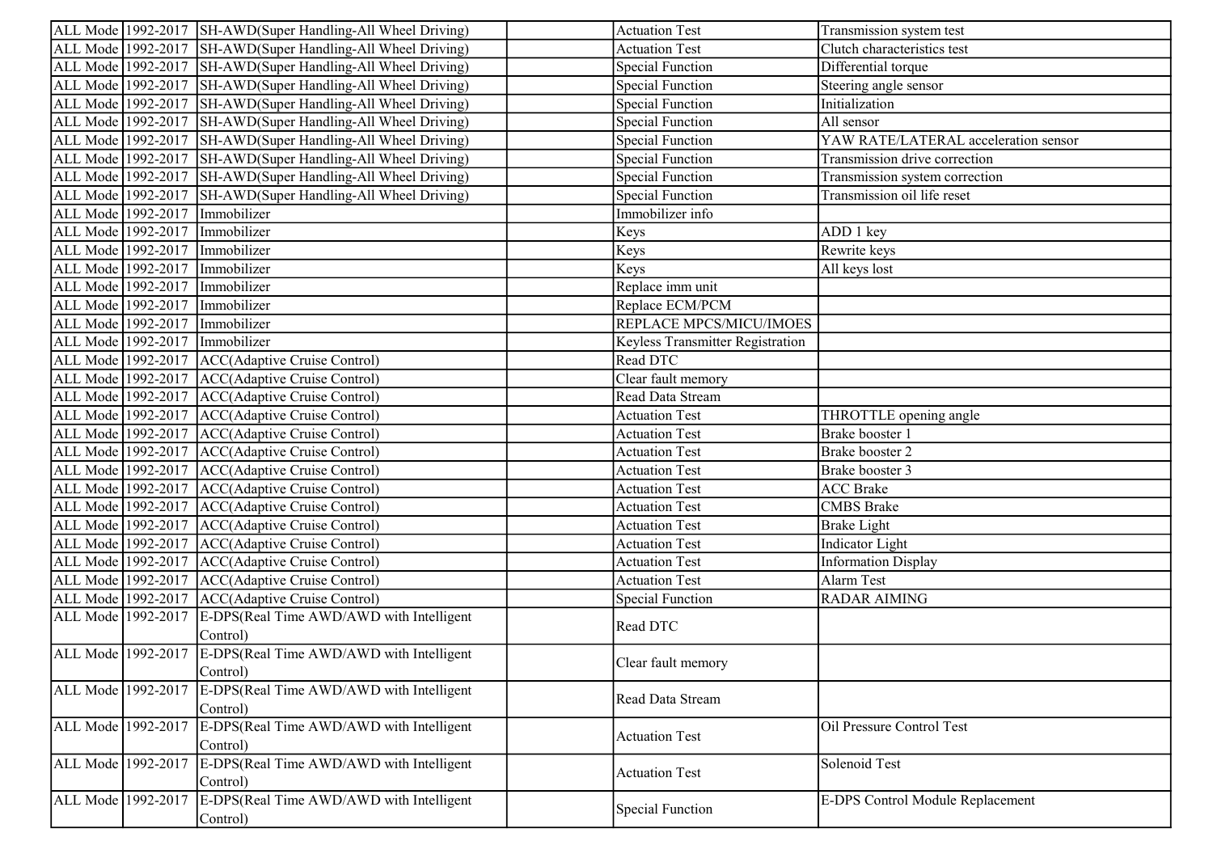| ALL Mode | 1992-2017 | SH-AWD(Super Handling-All Wheel Driving) | | Actuation Test | Transmission system test |
|---|---|---|---|---|---|
| ALL Mode | 1992-2017 | SH-AWD(Super Handling-All Wheel Driving) | | Actuation Test | Clutch characteristics test |
| ALL Mode | 1992-2017 | SH-AWD(Super Handling-All Wheel Driving) | | Special Function | Differential torque |
| ALL Mode | 1992-2017 | SH-AWD(Super Handling-All Wheel Driving) | | Special Function | Steering angle sensor |
| ALL Mode | 1992-2017 | SH-AWD(Super Handling-All Wheel Driving) | | Special Function | Initialization |
| ALL Mode | 1992-2017 | SH-AWD(Super Handling-All Wheel Driving) | | Special Function | All sensor |
| ALL Mode | 1992-2017 | SH-AWD(Super Handling-All Wheel Driving) | | Special Function | YAW RATE/LATERAL acceleration sensor |
| ALL Mode | 1992-2017 | SH-AWD(Super Handling-All Wheel Driving) | | Special Function | Transmission drive correction |
| ALL Mode | 1992-2017 | SH-AWD(Super Handling-All Wheel Driving) | | Special Function | Transmission system correction |
| ALL Mode | 1992-2017 | SH-AWD(Super Handling-All Wheel Driving) | | Special Function | Transmission oil life reset |
| ALL Mode | 1992-2017 | Immobilizer | | Immobilizer info | |
| ALL Mode | 1992-2017 | Immobilizer | | Keys | ADD 1 key |
| ALL Mode | 1992-2017 | Immobilizer | | Keys | Rewrite keys |
| ALL Mode | 1992-2017 | Immobilizer | | Keys | All keys lost |
| ALL Mode | 1992-2017 | Immobilizer | | Replace imm unit | |
| ALL Mode | 1992-2017 | Immobilizer | | Replace ECM/PCM | |
| ALL Mode | 1992-2017 | Immobilizer | | REPLACE MPCS/MICU/IMOES | |
| ALL Mode | 1992-2017 | Immobilizer | | Keyless Transmitter Registration | |
| ALL Mode | 1992-2017 | ACC(Adaptive Cruise Control) | | Read DTC | |
| ALL Mode | 1992-2017 | ACC(Adaptive Cruise Control) | | Clear fault memory | |
| ALL Mode | 1992-2017 | ACC(Adaptive Cruise Control) | | Read Data Stream | |
| ALL Mode | 1992-2017 | ACC(Adaptive Cruise Control) | | Actuation Test | THROTTLE opening angle |
| ALL Mode | 1992-2017 | ACC(Adaptive Cruise Control) | | Actuation Test | Brake booster 1 |
| ALL Mode | 1992-2017 | ACC(Adaptive Cruise Control) | | Actuation Test | Brake booster 2 |
| ALL Mode | 1992-2017 | ACC(Adaptive Cruise Control) | | Actuation Test | Brake booster 3 |
| ALL Mode | 1992-2017 | ACC(Adaptive Cruise Control) | | Actuation Test | ACC Brake |
| ALL Mode | 1992-2017 | ACC(Adaptive Cruise Control) | | Actuation Test | CMBS Brake |
| ALL Mode | 1992-2017 | ACC(Adaptive Cruise Control) | | Actuation Test | Brake Light |
| ALL Mode | 1992-2017 | ACC(Adaptive Cruise Control) | | Actuation Test | Indicator Light |
| ALL Mode | 1992-2017 | ACC(Adaptive Cruise Control) | | Actuation Test | Information Display |
| ALL Mode | 1992-2017 | ACC(Adaptive Cruise Control) | | Actuation Test | Alarm Test |
| ALL Mode | 1992-2017 | ACC(Adaptive Cruise Control) | | Special Function | RADAR AIMING |
| ALL Mode | 1992-2017 | E-DPS(Real Time AWD/AWD with Intelligent Control) | | Read DTC | |
| ALL Mode | 1992-2017 | E-DPS(Real Time AWD/AWD with Intelligent Control) | | Clear fault memory | |
| ALL Mode | 1992-2017 | E-DPS(Real Time AWD/AWD with Intelligent Control) | | Read Data Stream | |
| ALL Mode | 1992-2017 | E-DPS(Real Time AWD/AWD with Intelligent Control) | | Actuation Test | Oil Pressure Control Test |
| ALL Mode | 1992-2017 | E-DPS(Real Time AWD/AWD with Intelligent Control) | | Actuation Test | Solenoid Test |
| ALL Mode | 1992-2017 | E-DPS(Real Time AWD/AWD with Intelligent Control) | | Special Function | E-DPS Control Module Replacement |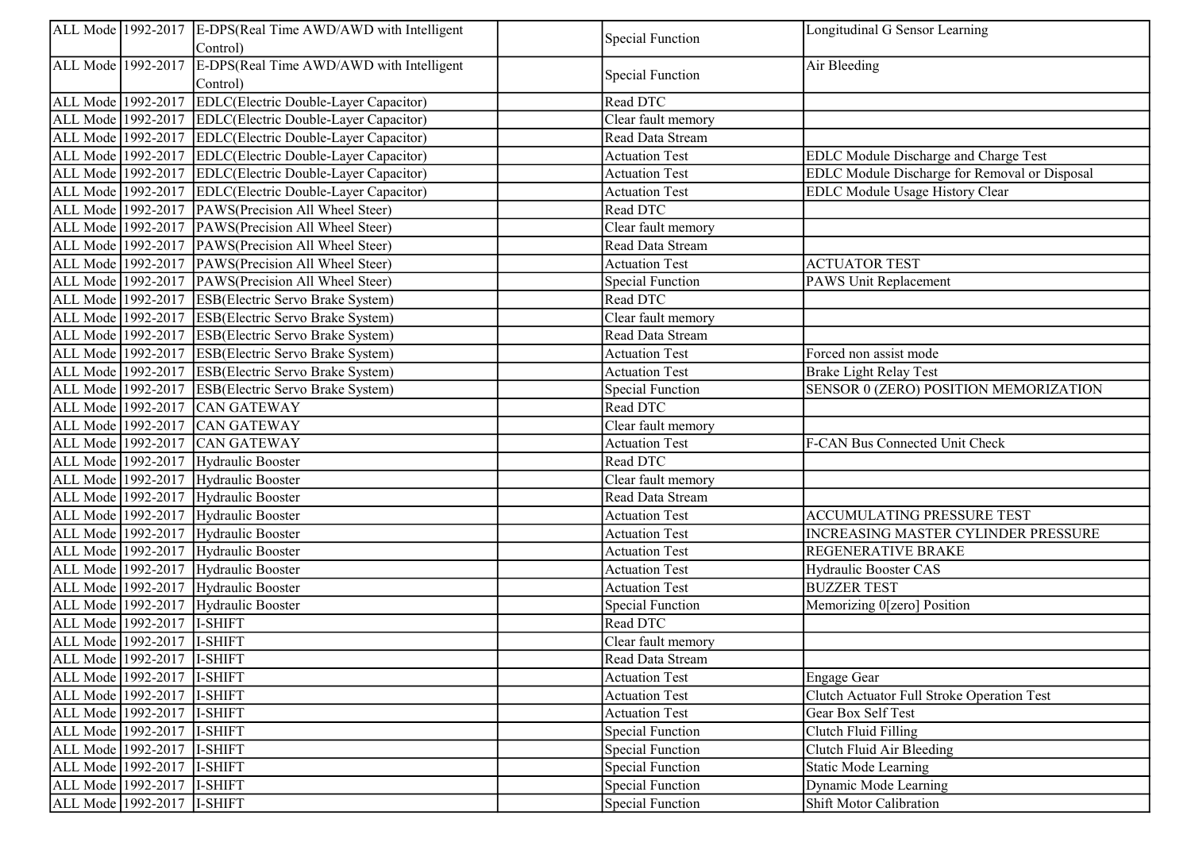| | | | | | |
|---|---|---|---|---|---|
| ALL Mode | 1992-2017 | E-DPS(Real Time AWD/AWD with Intelligent Control) | | Special Function | Longitudinal G Sensor Learning |
| ALL Mode | 1992-2017 | E-DPS(Real Time AWD/AWD with Intelligent Control) | | Special Function | Air Bleeding |
| ALL Mode | 1992-2017 | EDLC(Electric Double-Layer Capacitor) | | Read DTC | |
| ALL Mode | 1992-2017 | EDLC(Electric Double-Layer Capacitor) | | Clear fault memory | |
| ALL Mode | 1992-2017 | EDLC(Electric Double-Layer Capacitor) | | Read Data Stream | |
| ALL Mode | 1992-2017 | EDLC(Electric Double-Layer Capacitor) | | Actuation Test | EDLC Module Discharge and Charge Test |
| ALL Mode | 1992-2017 | EDLC(Electric Double-Layer Capacitor) | | Actuation Test | EDLC Module Discharge for Removal or Disposal |
| ALL Mode | 1992-2017 | EDLC(Electric Double-Layer Capacitor) | | Actuation Test | EDLC Module Usage History Clear |
| ALL Mode | 1992-2017 | PAWS(Precision All Wheel Steer) | | Read DTC | |
| ALL Mode | 1992-2017 | PAWS(Precision All Wheel Steer) | | Clear fault memory | |
| ALL Mode | 1992-2017 | PAWS(Precision All Wheel Steer) | | Read Data Stream | |
| ALL Mode | 1992-2017 | PAWS(Precision All Wheel Steer) | | Actuation Test | ACTUATOR TEST |
| ALL Mode | 1992-2017 | PAWS(Precision All Wheel Steer) | | Special Function | PAWS Unit Replacement |
| ALL Mode | 1992-2017 | ESB(Electric Servo Brake System) | | Read DTC | |
| ALL Mode | 1992-2017 | ESB(Electric Servo Brake System) | | Clear fault memory | |
| ALL Mode | 1992-2017 | ESB(Electric Servo Brake System) | | Read Data Stream | |
| ALL Mode | 1992-2017 | ESB(Electric Servo Brake System) | | Actuation Test | Forced non assist mode |
| ALL Mode | 1992-2017 | ESB(Electric Servo Brake System) | | Actuation Test | Brake Light Relay Test |
| ALL Mode | 1992-2017 | ESB(Electric Servo Brake System) | | Special Function | SENSOR 0 (ZERO) POSITION MEMORIZATION |
| ALL Mode | 1992-2017 | CAN GATEWAY | | Read DTC | |
| ALL Mode | 1992-2017 | CAN GATEWAY | | Clear fault memory | |
| ALL Mode | 1992-2017 | CAN GATEWAY | | Actuation Test | F-CAN Bus Connected Unit Check |
| ALL Mode | 1992-2017 | Hydraulic Booster | | Read DTC | |
| ALL Mode | 1992-2017 | Hydraulic Booster | | Clear fault memory | |
| ALL Mode | 1992-2017 | Hydraulic Booster | | Read Data Stream | |
| ALL Mode | 1992-2017 | Hydraulic Booster | | Actuation Test | ACCUMULATING PRESSURE TEST |
| ALL Mode | 1992-2017 | Hydraulic Booster | | Actuation Test | INCREASING MASTER CYLINDER PRESSURE |
| ALL Mode | 1992-2017 | Hydraulic Booster | | Actuation Test | REGENERATIVE BRAKE |
| ALL Mode | 1992-2017 | Hydraulic Booster | | Actuation Test | Hydraulic Booster CAS |
| ALL Mode | 1992-2017 | Hydraulic Booster | | Actuation Test | BUZZER TEST |
| ALL Mode | 1992-2017 | Hydraulic Booster | | Special Function | Memorizing 0[zero] Position |
| ALL Mode | 1992-2017 | I-SHIFT | | Read DTC | |
| ALL Mode | 1992-2017 | I-SHIFT | | Clear fault memory | |
| ALL Mode | 1992-2017 | I-SHIFT | | Read Data Stream | |
| ALL Mode | 1992-2017 | I-SHIFT | | Actuation Test | Engage Gear |
| ALL Mode | 1992-2017 | I-SHIFT | | Actuation Test | Clutch Actuator Full Stroke Operation Test |
| ALL Mode | 1992-2017 | I-SHIFT | | Actuation Test | Gear Box Self Test |
| ALL Mode | 1992-2017 | I-SHIFT | | Special Function | Clutch Fluid Filling |
| ALL Mode | 1992-2017 | I-SHIFT | | Special Function | Clutch Fluid Air Bleeding |
| ALL Mode | 1992-2017 | I-SHIFT | | Special Function | Static Mode Learning |
| ALL Mode | 1992-2017 | I-SHIFT | | Special Function | Dynamic Mode Learning |
| ALL Mode | 1992-2017 | I-SHIFT | | Special Function | Shift Motor Calibration |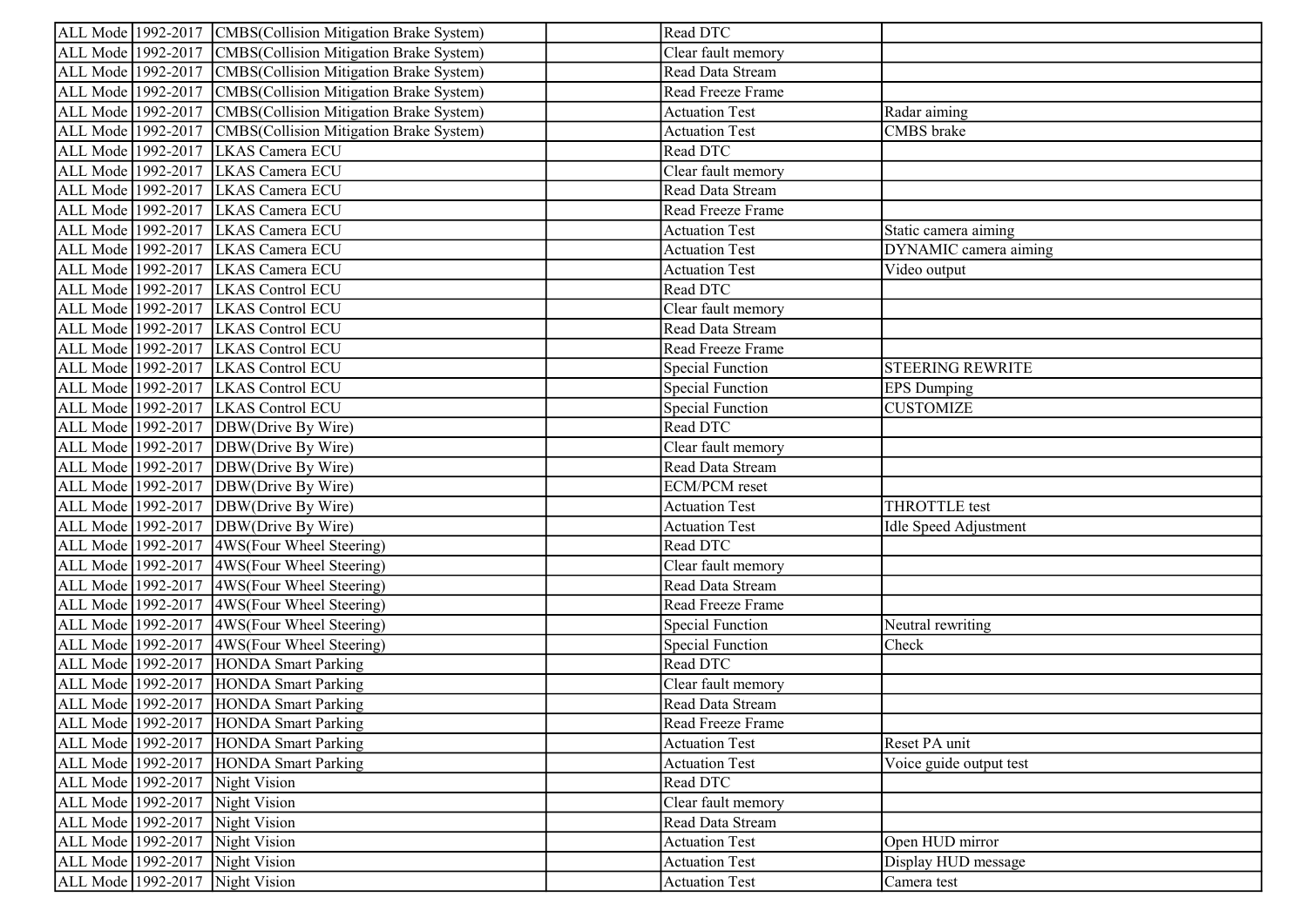| | | | | | |
|---|---|---|---|---|---|
| ALL Mode | 1992-2017 | CMBS(Collision Mitigation Brake System) | | Read DTC | |
| ALL Mode | 1992-2017 | CMBS(Collision Mitigation Brake System) | | Clear fault memory | |
| ALL Mode | 1992-2017 | CMBS(Collision Mitigation Brake System) | | Read Data Stream | |
| ALL Mode | 1992-2017 | CMBS(Collision Mitigation Brake System) | | Read Freeze Frame | |
| ALL Mode | 1992-2017 | CMBS(Collision Mitigation Brake System) | | Actuation Test | Radar aiming |
| ALL Mode | 1992-2017 | CMBS(Collision Mitigation Brake System) | | Actuation Test | CMBS brake |
| ALL Mode | 1992-2017 | LKAS Camera ECU | | Read DTC | |
| ALL Mode | 1992-2017 | LKAS Camera ECU | | Clear fault memory | |
| ALL Mode | 1992-2017 | LKAS Camera ECU | | Read Data Stream | |
| ALL Mode | 1992-2017 | LKAS Camera ECU | | Read Freeze Frame | |
| ALL Mode | 1992-2017 | LKAS Camera ECU | | Actuation Test | Static camera aiming |
| ALL Mode | 1992-2017 | LKAS Camera ECU | | Actuation Test | DYNAMIC camera aiming |
| ALL Mode | 1992-2017 | LKAS Camera ECU | | Actuation Test | Video output |
| ALL Mode | 1992-2017 | LKAS Control ECU | | Read DTC | |
| ALL Mode | 1992-2017 | LKAS Control ECU | | Clear fault memory | |
| ALL Mode | 1992-2017 | LKAS Control ECU | | Read Data Stream | |
| ALL Mode | 1992-2017 | LKAS Control ECU | | Read Freeze Frame | |
| ALL Mode | 1992-2017 | LKAS Control ECU | | Special Function | STEERING REWRITE |
| ALL Mode | 1992-2017 | LKAS Control ECU | | Special Function | EPS Dumping |
| ALL Mode | 1992-2017 | LKAS Control ECU | | Special Function | CUSTOMIZE |
| ALL Mode | 1992-2017 | DBW(Drive By Wire) | | Read DTC | |
| ALL Mode | 1992-2017 | DBW(Drive By Wire) | | Clear fault memory | |
| ALL Mode | 1992-2017 | DBW(Drive By Wire) | | Read Data Stream | |
| ALL Mode | 1992-2017 | DBW(Drive By Wire) | | ECM/PCM reset | |
| ALL Mode | 1992-2017 | DBW(Drive By Wire) | | Actuation Test | THROTTLE test |
| ALL Mode | 1992-2017 | DBW(Drive By Wire) | | Actuation Test | Idle Speed Adjustment |
| ALL Mode | 1992-2017 | 4WS(Four Wheel Steering) | | Read DTC | |
| ALL Mode | 1992-2017 | 4WS(Four Wheel Steering) | | Clear fault memory | |
| ALL Mode | 1992-2017 | 4WS(Four Wheel Steering) | | Read Data Stream | |
| ALL Mode | 1992-2017 | 4WS(Four Wheel Steering) | | Read Freeze Frame | |
| ALL Mode | 1992-2017 | 4WS(Four Wheel Steering) | | Special Function | Neutral rewriting |
| ALL Mode | 1992-2017 | 4WS(Four Wheel Steering) | | Special Function | Check |
| ALL Mode | 1992-2017 | HONDA Smart Parking | | Read DTC | |
| ALL Mode | 1992-2017 | HONDA Smart Parking | | Clear fault memory | |
| ALL Mode | 1992-2017 | HONDA Smart Parking | | Read Data Stream | |
| ALL Mode | 1992-2017 | HONDA Smart Parking | | Read Freeze Frame | |
| ALL Mode | 1992-2017 | HONDA Smart Parking | | Actuation Test | Reset PA unit |
| ALL Mode | 1992-2017 | HONDA Smart Parking | | Actuation Test | Voice guide output test |
| ALL Mode | 1992-2017 | Night Vision | | Read DTC | |
| ALL Mode | 1992-2017 | Night Vision | | Clear fault memory | |
| ALL Mode | 1992-2017 | Night Vision | | Read Data Stream | |
| ALL Mode | 1992-2017 | Night Vision | | Actuation Test | Open HUD mirror |
| ALL Mode | 1992-2017 | Night Vision | | Actuation Test | Display HUD message |
| ALL Mode | 1992-2017 | Night Vision | | Actuation Test | Camera test |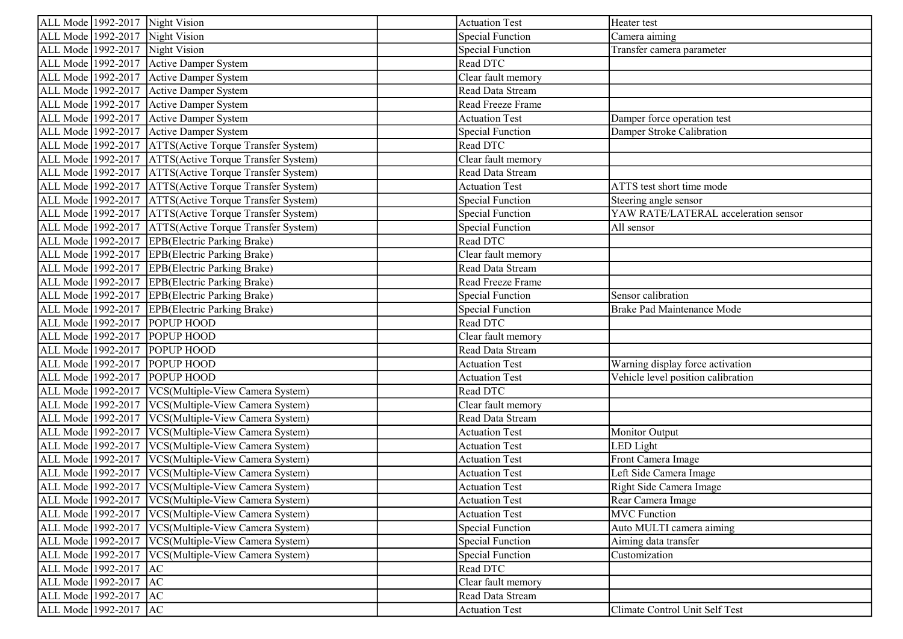| | | | | | |
|---|---|---|---|---|---|
| ALL Mode | 1992-2017 | Night Vision | | Actuation Test | Heater test |
| ALL Mode | 1992-2017 | Night Vision | | Special Function | Camera aiming |
| ALL Mode | 1992-2017 | Night Vision | | Special Function | Transfer camera parameter |
| ALL Mode | 1992-2017 | Active Damper System | | Read DTC | |
| ALL Mode | 1992-2017 | Active Damper System | | Clear fault memory | |
| ALL Mode | 1992-2017 | Active Damper System | | Read Data Stream | |
| ALL Mode | 1992-2017 | Active Damper System | | Read Freeze Frame | |
| ALL Mode | 1992-2017 | Active Damper System | | Actuation Test | Damper force operation test |
| ALL Mode | 1992-2017 | Active Damper System | | Special Function | Damper Stroke Calibration |
| ALL Mode | 1992-2017 | ATTS(Active Torque Transfer System) | | Read DTC | |
| ALL Mode | 1992-2017 | ATTS(Active Torque Transfer System) | | Clear fault memory | |
| ALL Mode | 1992-2017 | ATTS(Active Torque Transfer System) | | Read Data Stream | |
| ALL Mode | 1992-2017 | ATTS(Active Torque Transfer System) | | Actuation Test | ATTS test short time mode |
| ALL Mode | 1992-2017 | ATTS(Active Torque Transfer System) | | Special Function | Steering angle sensor |
| ALL Mode | 1992-2017 | ATTS(Active Torque Transfer System) | | Special Function | YAW RATE/LATERAL acceleration sensor |
| ALL Mode | 1992-2017 | ATTS(Active Torque Transfer System) | | Special Function | All sensor |
| ALL Mode | 1992-2017 | EPB(Electric Parking Brake) | | Read DTC | |
| ALL Mode | 1992-2017 | EPB(Electric Parking Brake) | | Clear fault memory | |
| ALL Mode | 1992-2017 | EPB(Electric Parking Brake) | | Read Data Stream | |
| ALL Mode | 1992-2017 | EPB(Electric Parking Brake) | | Read Freeze Frame | |
| ALL Mode | 1992-2017 | EPB(Electric Parking Brake) | | Special Function | Sensor calibration |
| ALL Mode | 1992-2017 | EPB(Electric Parking Brake) | | Special Function | Brake Pad Maintenance Mode |
| ALL Mode | 1992-2017 | POPUP HOOD | | Read DTC | |
| ALL Mode | 1992-2017 | POPUP HOOD | | Clear fault memory | |
| ALL Mode | 1992-2017 | POPUP HOOD | | Read Data Stream | |
| ALL Mode | 1992-2017 | POPUP HOOD | | Actuation Test | Warning display force activation |
| ALL Mode | 1992-2017 | POPUP HOOD | | Actuation Test | Vehicle level position calibration |
| ALL Mode | 1992-2017 | VCS(Multiple-View Camera System) | | Read DTC | |
| ALL Mode | 1992-2017 | VCS(Multiple-View Camera System) | | Clear fault memory | |
| ALL Mode | 1992-2017 | VCS(Multiple-View Camera System) | | Read Data Stream | |
| ALL Mode | 1992-2017 | VCS(Multiple-View Camera System) | | Actuation Test | Monitor Output |
| ALL Mode | 1992-2017 | VCS(Multiple-View Camera System) | | Actuation Test | LED Light |
| ALL Mode | 1992-2017 | VCS(Multiple-View Camera System) | | Actuation Test | Front Camera Image |
| ALL Mode | 1992-2017 | VCS(Multiple-View Camera System) | | Actuation Test | Left Side Camera Image |
| ALL Mode | 1992-2017 | VCS(Multiple-View Camera System) | | Actuation Test | Right Side Camera Image |
| ALL Mode | 1992-2017 | VCS(Multiple-View Camera System) | | Actuation Test | Rear Camera Image |
| ALL Mode | 1992-2017 | VCS(Multiple-View Camera System) | | Actuation Test | MVC Function |
| ALL Mode | 1992-2017 | VCS(Multiple-View Camera System) | | Special Function | Auto MULTI camera aiming |
| ALL Mode | 1992-2017 | VCS(Multiple-View Camera System) | | Special Function | Aiming data transfer |
| ALL Mode | 1992-2017 | VCS(Multiple-View Camera System) | | Special Function | Customization |
| ALL Mode | 1992-2017 | AC | | Read DTC | |
| ALL Mode | 1992-2017 | AC | | Clear fault memory | |
| ALL Mode | 1992-2017 | AC | | Read Data Stream | |
| ALL Mode | 1992-2017 | AC | | Actuation Test | Climate Control Unit Self Test |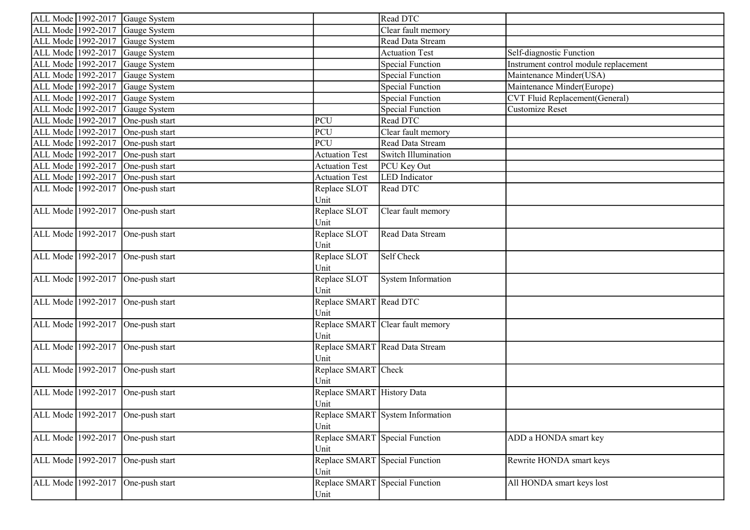| ALL Mode | 1992-2017 | Gauge System | | Read DTC | |
|---|---|---|---|---|---|
| ALL Mode | 1992-2017 | Gauge System | | Clear fault memory | |
| ALL Mode | 1992-2017 | Gauge System | | Read Data Stream | |
| ALL Mode | 1992-2017 | Gauge System | | Actuation Test | Self-diagnostic Function |
| ALL Mode | 1992-2017 | Gauge System | | Special Function | Instrument control module replacement |
| ALL Mode | 1992-2017 | Gauge System | | Special Function | Maintenance Minder(USA) |
| ALL Mode | 1992-2017 | Gauge System | | Special Function | Maintenance Minder(Europe) |
| ALL Mode | 1992-2017 | Gauge System | | Special Function | CVT Fluid Replacement(General) |
| ALL Mode | 1992-2017 | Gauge System | | Special Function | Customize Reset |
| ALL Mode | 1992-2017 | One-push start | PCU | Read DTC | |
| ALL Mode | 1992-2017 | One-push start | PCU | Clear fault memory | |
| ALL Mode | 1992-2017 | One-push start | PCU | Read Data Stream | |
| ALL Mode | 1992-2017 | One-push start | Actuation Test | Switch Illumination | |
| ALL Mode | 1992-2017 | One-push start | Actuation Test | PCU Key Out | |
| ALL Mode | 1992-2017 | One-push start | Actuation Test | LED Indicator | |
| ALL Mode | 1992-2017 | One-push start | Replace SLOT Unit | Read DTC | |
| ALL Mode | 1992-2017 | One-push start | Replace SLOT Unit | Clear fault memory | |
| ALL Mode | 1992-2017 | One-push start | Replace SLOT Unit | Read Data Stream | |
| ALL Mode | 1992-2017 | One-push start | Replace SLOT Unit | Self Check | |
| ALL Mode | 1992-2017 | One-push start | Replace SLOT Unit | System Information | |
| ALL Mode | 1992-2017 | One-push start | Replace SMART Unit | Read DTC | |
| ALL Mode | 1992-2017 | One-push start | Replace SMART Unit | Clear fault memory | |
| ALL Mode | 1992-2017 | One-push start | Replace SMART Unit | Read Data Stream | |
| ALL Mode | 1992-2017 | One-push start | Replace SMART Unit | Check | |
| ALL Mode | 1992-2017 | One-push start | Replace SMART Unit | History Data | |
| ALL Mode | 1992-2017 | One-push start | Replace SMART Unit | System Information | |
| ALL Mode | 1992-2017 | One-push start | Replace SMART Unit | Special Function | ADD a HONDA smart key |
| ALL Mode | 1992-2017 | One-push start | Replace SMART Unit | Special Function | Rewrite HONDA smart keys |
| ALL Mode | 1992-2017 | One-push start | Replace SMART Unit | Special Function | All HONDA smart keys lost |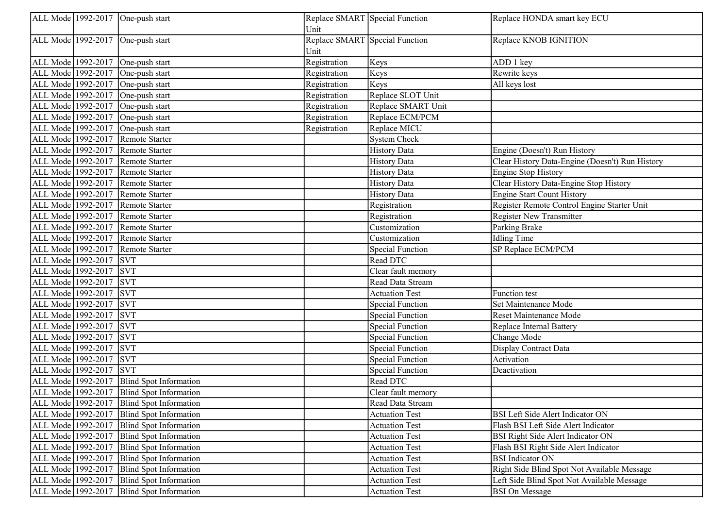| | | | | | |
|---|---|---|---|---|---|
| ALL Mode | 1992-2017 | One-push start | Replace SMART Unit | Special Function | Replace HONDA smart key ECU |
| ALL Mode | 1992-2017 | One-push start | Replace SMART Unit | Special Function | Replace KNOB IGNITION |
| ALL Mode | 1992-2017 | One-push start | Registration | Keys | ADD 1 key |
| ALL Mode | 1992-2017 | One-push start | Registration | Keys | Rewrite keys |
| ALL Mode | 1992-2017 | One-push start | Registration | Keys | All keys lost |
| ALL Mode | 1992-2017 | One-push start | Registration | Replace SLOT Unit | |
| ALL Mode | 1992-2017 | One-push start | Registration | Replace SMART Unit | |
| ALL Mode | 1992-2017 | One-push start | Registration | Replace ECM/PCM | |
| ALL Mode | 1992-2017 | One-push start | Registration | Replace MICU | |
| ALL Mode | 1992-2017 | Remote Starter | | System Check | |
| ALL Mode | 1992-2017 | Remote Starter | | History Data | Engine (Doesn't) Run History |
| ALL Mode | 1992-2017 | Remote Starter | | History Data | Clear History Data-Engine (Doesn't) Run History |
| ALL Mode | 1992-2017 | Remote Starter | | History Data | Engine Stop History |
| ALL Mode | 1992-2017 | Remote Starter | | History Data | Clear History Data-Engine Stop History |
| ALL Mode | 1992-2017 | Remote Starter | | History Data | Engine Start Count History |
| ALL Mode | 1992-2017 | Remote Starter | | Registration | Register Remote Control Engine Starter Unit |
| ALL Mode | 1992-2017 | Remote Starter | | Registration | Register New Transmitter |
| ALL Mode | 1992-2017 | Remote Starter | | Customization | Parking Brake |
| ALL Mode | 1992-2017 | Remote Starter | | Customization | Idling Time |
| ALL Mode | 1992-2017 | Remote Starter | | Special Function | SP Replace ECM/PCM |
| ALL Mode | 1992-2017 | SVT | | Read DTC | |
| ALL Mode | 1992-2017 | SVT | | Clear fault memory | |
| ALL Mode | 1992-2017 | SVT | | Read Data Stream | |
| ALL Mode | 1992-2017 | SVT | | Actuation Test | Function test |
| ALL Mode | 1992-2017 | SVT | | Special Function | Set Maintenance Mode |
| ALL Mode | 1992-2017 | SVT | | Special Function | Reset Maintenance Mode |
| ALL Mode | 1992-2017 | SVT | | Special Function | Replace Internal Battery |
| ALL Mode | 1992-2017 | SVT | | Special Function | Change Mode |
| ALL Mode | 1992-2017 | SVT | | Special Function | Display Contract Data |
| ALL Mode | 1992-2017 | SVT | | Special Function | Activation |
| ALL Mode | 1992-2017 | SVT | | Special Function | Deactivation |
| ALL Mode | 1992-2017 | Blind Spot Information | | Read DTC | |
| ALL Mode | 1992-2017 | Blind Spot Information | | Clear fault memory | |
| ALL Mode | 1992-2017 | Blind Spot Information | | Read Data Stream | |
| ALL Mode | 1992-2017 | Blind Spot Information | | Actuation Test | BSI Left Side Alert Indicator ON |
| ALL Mode | 1992-2017 | Blind Spot Information | | Actuation Test | Flash BSI Left Side Alert Indicator |
| ALL Mode | 1992-2017 | Blind Spot Information | | Actuation Test | BSI Right Side Alert Indicator ON |
| ALL Mode | 1992-2017 | Blind Spot Information | | Actuation Test | Flash BSI Right Side Alert Indicator |
| ALL Mode | 1992-2017 | Blind Spot Information | | Actuation Test | BSI Indicator ON |
| ALL Mode | 1992-2017 | Blind Spot Information | | Actuation Test | Right Side Blind Spot Not Available Message |
| ALL Mode | 1992-2017 | Blind Spot Information | | Actuation Test | Left Side Blind Spot Not Available Message |
| ALL Mode | 1992-2017 | Blind Spot Information | | Actuation Test | BSI On Message |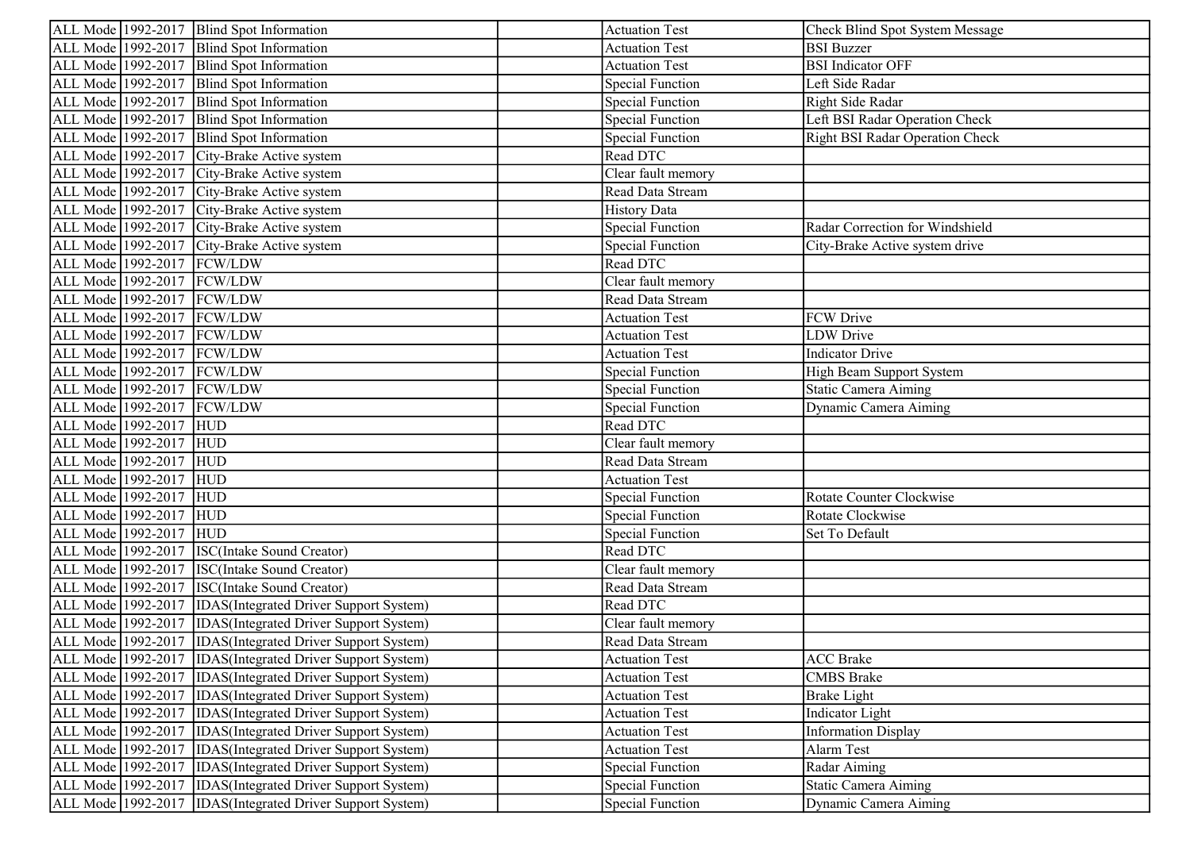| ALL Mode | 1992-2017 | Blind Spot Information | | Actuation Test | Check Blind Spot System Message |
|---|---|---|---|---|---|
| ALL Mode | 1992-2017 | Blind Spot Information | | Actuation Test | BSI Buzzer |
| ALL Mode | 1992-2017 | Blind Spot Information | | Actuation Test | BSI Indicator OFF |
| ALL Mode | 1992-2017 | Blind Spot Information | | Special Function | Left Side Radar |
| ALL Mode | 1992-2017 | Blind Spot Information | | Special Function | Right Side Radar |
| ALL Mode | 1992-2017 | Blind Spot Information | | Special Function | Left BSI Radar Operation Check |
| ALL Mode | 1992-2017 | Blind Spot Information | | Special Function | Right BSI Radar Operation Check |
| ALL Mode | 1992-2017 | City-Brake Active system | | Read DTC | |
| ALL Mode | 1992-2017 | City-Brake Active system | | Clear fault memory | |
| ALL Mode | 1992-2017 | City-Brake Active system | | Read Data Stream | |
| ALL Mode | 1992-2017 | City-Brake Active system | | History Data | |
| ALL Mode | 1992-2017 | City-Brake Active system | | Special Function | Radar Correction for Windshield |
| ALL Mode | 1992-2017 | City-Brake Active system | | Special Function | City-Brake Active system drive |
| ALL Mode | 1992-2017 | FCW/LDW | | Read DTC | |
| ALL Mode | 1992-2017 | FCW/LDW | | Clear fault memory | |
| ALL Mode | 1992-2017 | FCW/LDW | | Read Data Stream | |
| ALL Mode | 1992-2017 | FCW/LDW | | Actuation Test | FCW Drive |
| ALL Mode | 1992-2017 | FCW/LDW | | Actuation Test | LDW Drive |
| ALL Mode | 1992-2017 | FCW/LDW | | Actuation Test | Indicator Drive |
| ALL Mode | 1992-2017 | FCW/LDW | | Special Function | High Beam Support System |
| ALL Mode | 1992-2017 | FCW/LDW | | Special Function | Static Camera Aiming |
| ALL Mode | 1992-2017 | FCW/LDW | | Special Function | Dynamic Camera Aiming |
| ALL Mode | 1992-2017 | HUD | | Read DTC | |
| ALL Mode | 1992-2017 | HUD | | Clear fault memory | |
| ALL Mode | 1992-2017 | HUD | | Read Data Stream | |
| ALL Mode | 1992-2017 | HUD | | Actuation Test | |
| ALL Mode | 1992-2017 | HUD | | Special Function | Rotate Counter Clockwise |
| ALL Mode | 1992-2017 | HUD | | Special Function | Rotate Clockwise |
| ALL Mode | 1992-2017 | HUD | | Special Function | Set To Default |
| ALL Mode | 1992-2017 | ISC(Intake Sound Creator) | | Read DTC | |
| ALL Mode | 1992-2017 | ISC(Intake Sound Creator) | | Clear fault memory | |
| ALL Mode | 1992-2017 | ISC(Intake Sound Creator) | | Read Data Stream | |
| ALL Mode | 1992-2017 | IDAS(Integrated Driver Support System) | | Read DTC | |
| ALL Mode | 1992-2017 | IDAS(Integrated Driver Support System) | | Clear fault memory | |
| ALL Mode | 1992-2017 | IDAS(Integrated Driver Support System) | | Read Data Stream | |
| ALL Mode | 1992-2017 | IDAS(Integrated Driver Support System) | | Actuation Test | ACC Brake |
| ALL Mode | 1992-2017 | IDAS(Integrated Driver Support System) | | Actuation Test | CMBS Brake |
| ALL Mode | 1992-2017 | IDAS(Integrated Driver Support System) | | Actuation Test | Brake Light |
| ALL Mode | 1992-2017 | IDAS(Integrated Driver Support System) | | Actuation Test | Indicator Light |
| ALL Mode | 1992-2017 | IDAS(Integrated Driver Support System) | | Actuation Test | Information Display |
| ALL Mode | 1992-2017 | IDAS(Integrated Driver Support System) | | Actuation Test | Alarm Test |
| ALL Mode | 1992-2017 | IDAS(Integrated Driver Support System) | | Special Function | Radar Aiming |
| ALL Mode | 1992-2017 | IDAS(Integrated Driver Support System) | | Special Function | Static Camera Aiming |
| ALL Mode | 1992-2017 | IDAS(Integrated Driver Support System) | | Special Function | Dynamic Camera Aiming |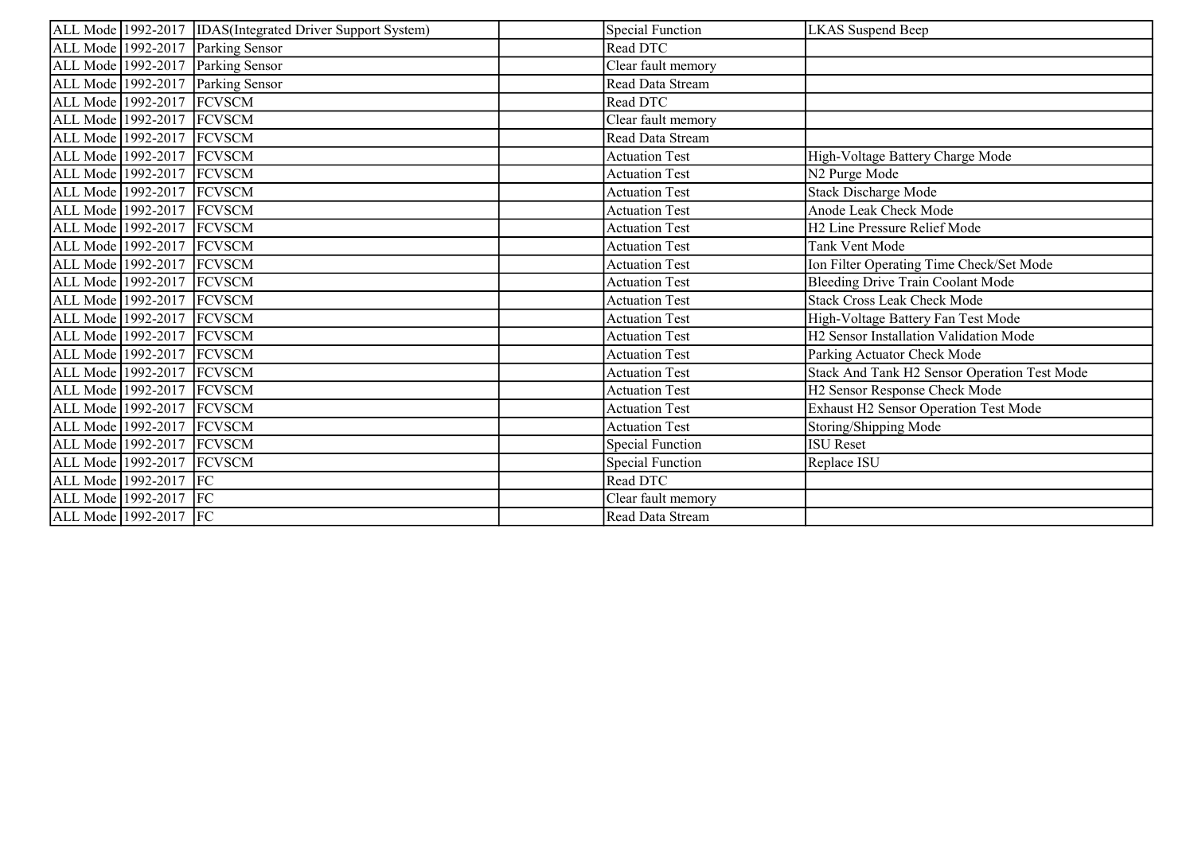| | | | | | |
|---|---|---|---|---|---|
| ALL Mode | 1992-2017 | IDAS(Integrated Driver Support System) | | Special Function | LKAS Suspend Beep |
| ALL Mode | 1992-2017 | Parking Sensor | | Read DTC | |
| ALL Mode | 1992-2017 | Parking Sensor | | Clear fault memory | |
| ALL Mode | 1992-2017 | Parking Sensor | | Read Data Stream | |
| ALL Mode | 1992-2017 | FCVSCM | | Read DTC | |
| ALL Mode | 1992-2017 | FCVSCM | | Clear fault memory | |
| ALL Mode | 1992-2017 | FCVSCM | | Read Data Stream | |
| ALL Mode | 1992-2017 | FCVSCM | | Actuation Test | High-Voltage Battery Charge Mode |
| ALL Mode | 1992-2017 | FCVSCM | | Actuation Test | N2 Purge Mode |
| ALL Mode | 1992-2017 | FCVSCM | | Actuation Test | Stack Discharge Mode |
| ALL Mode | 1992-2017 | FCVSCM | | Actuation Test | Anode Leak Check Mode |
| ALL Mode | 1992-2017 | FCVSCM | | Actuation Test | H2 Line Pressure Relief Mode |
| ALL Mode | 1992-2017 | FCVSCM | | Actuation Test | Tank Vent Mode |
| ALL Mode | 1992-2017 | FCVSCM | | Actuation Test | Ion Filter Operating Time Check/Set Mode |
| ALL Mode | 1992-2017 | FCVSCM | | Actuation Test | Bleeding Drive Train Coolant Mode |
| ALL Mode | 1992-2017 | FCVSCM | | Actuation Test | Stack Cross Leak Check Mode |
| ALL Mode | 1992-2017 | FCVSCM | | Actuation Test | High-Voltage Battery Fan Test Mode |
| ALL Mode | 1992-2017 | FCVSCM | | Actuation Test | H2 Sensor Installation Validation Mode |
| ALL Mode | 1992-2017 | FCVSCM | | Actuation Test | Parking Actuator Check Mode |
| ALL Mode | 1992-2017 | FCVSCM | | Actuation Test | Stack And Tank H2 Sensor Operation Test Mode |
| ALL Mode | 1992-2017 | FCVSCM | | Actuation Test | H2 Sensor Response Check Mode |
| ALL Mode | 1992-2017 | FCVSCM | | Actuation Test | Exhaust H2 Sensor Operation Test Mode |
| ALL Mode | 1992-2017 | FCVSCM | | Actuation Test | Storing/Shipping Mode |
| ALL Mode | 1992-2017 | FCVSCM | | Special Function | ISU Reset |
| ALL Mode | 1992-2017 | FCVSCM | | Special Function | Replace ISU |
| ALL Mode | 1992-2017 | FC | | Read DTC | |
| ALL Mode | 1992-2017 | FC | | Clear fault memory | |
| ALL Mode | 1992-2017 | FC | | Read Data Stream | |